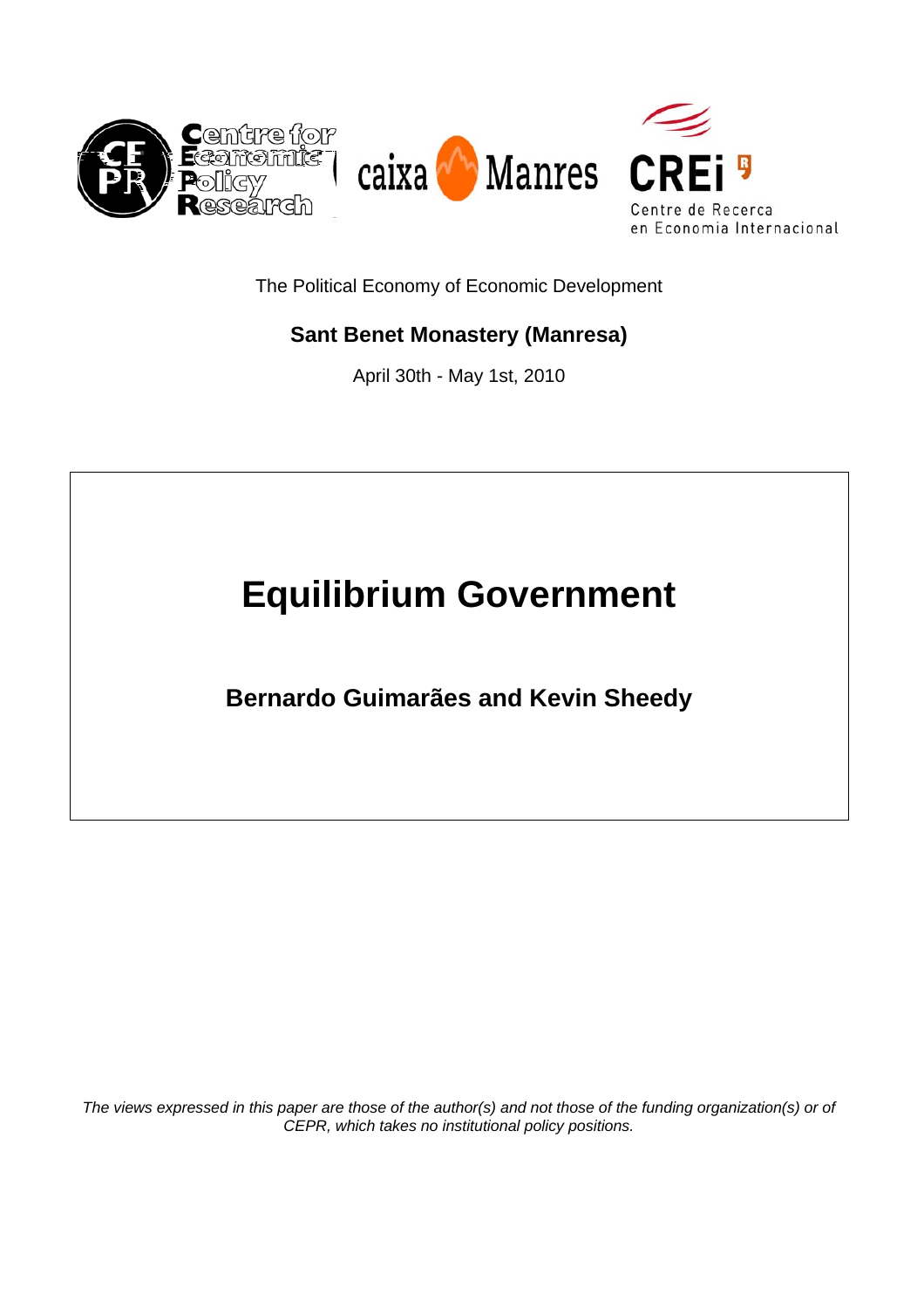The Political Economy of Economic Development

**Sant Benet Monastery (Manresa)**

April 30th - May 1st, 2010

# Equilibrium Government

**Bernardo Guimarães and Kevin Sheedy**

*The views expressed in this paper are those of the author(s) and not those of the funding organization(s) or of CEPR, which takes no institutional policy positions.*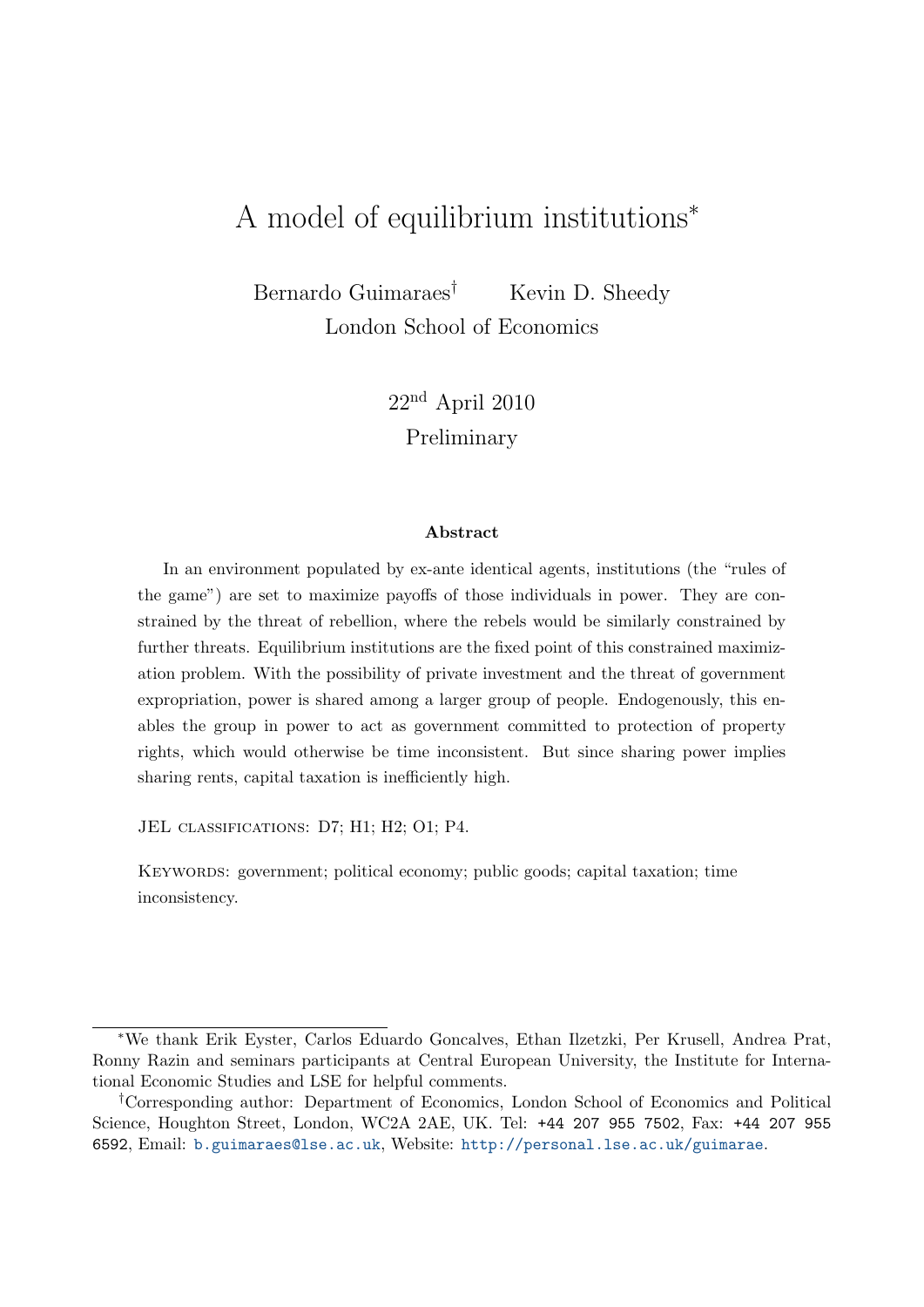# A model of equilibrium institutions*

Bernardo Guimaraes† Kevin D. Sheedy
London School of Economics

22nd April 2010
Preliminary

### Abstract

In an environment populated by ex-ante identical agents, institutions (the "rules of the game") are set to maximize payoffs of those individuals in power. They are constrained by the threat of rebellion, where the rebels would be similarly constrained by further threats. Equilibrium institutions are the fixed point of this constrained maximization problem. With the possibility of private investment and the threat of government expropriation, power is shared among a larger group of people. Endogenously, this enables the group in power to act as government committed to protection of property rights, which would otherwise be time inconsistent. But since sharing power implies sharing rents, capital taxation is inefficiently high.

JEL CLASSIFICATIONS: D7; H1; H2; O1; P4.

KEYWORDS: government; political economy; public goods; capital taxation; time inconsistency.

*We thank Erik Eyster, Carlos Eduardo Goncalves, Ethan Ilzetzki, Per Krusell, Andrea Prat, Ronny Razin and seminars participants at Central European University, the Institute for International Economic Studies and LSE for helpful comments.

†Corresponding author: Department of Economics, London School of Economics and Political Science, Houghton Street, London, WC2A 2AE, UK. Tel: +44 207 955 7502, Fax: +44 207 955 6592, Email: b.guimaraes@lse.ac.uk, Website: http://personal.lse.ac.uk/guimarae.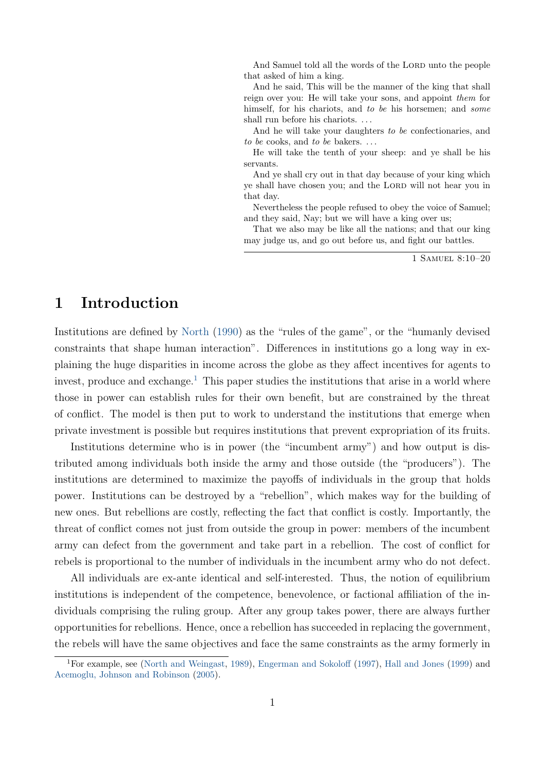> And Samuel told all the words of the LORD unto the people that asked of him a king.
>
> And he said, This will be the manner of the king that shall reign over you: He will take your sons, and appoint *them* for himself, for his chariots, and *to be* his horsemen; and *some* shall run before his chariots. ...
>
> And he will take your daughters *to be* confectionaries, and *to be* cooks, and *to be* bakers. ...
>
> He will take the tenth of your sheep: and ye shall be his servants.
>
> And ye shall cry out in that day because of your king which ye shall have chosen you; and the LORD will not hear you in that day.
>
> Nevertheless the people refused to obey the voice of Samuel; and they said, Nay; but we will have a king over us;
>
> That we also may be like all the nations; and that our king may judge us, and go out before us, and fight our battles.
>
> 1 SAMUEL 8:10–20

# 1 Introduction

Institutions are defined by North (1990) as the "rules of the game", or the "humanly devised constraints that shape human interaction". Differences in institutions go a long way in explaining the huge disparities in income across the globe as they affect incentives for agents to invest, produce and exchange.[1] This paper studies the institutions that arise in a world where those in power can establish rules for their own benefit, but are constrained by the threat of conflict. The model is then put to work to understand the institutions that emerge when private investment is possible but requires institutions that prevent expropriation of its fruits.

Institutions determine who is in power (the "incumbent army") and how output is distributed among individuals both inside the army and those outside (the "producers"). The institutions are determined to maximize the payoffs of individuals in the group that holds power. Institutions can be destroyed by a "rebellion", which makes way for the building of new ones. But rebellions are costly, reflecting the fact that conflict is costly. Importantly, the threat of conflict comes not just from outside the group in power: members of the incumbent army can defect from the government and take part in a rebellion. The cost of conflict for rebels is proportional to the number of individuals in the incumbent army who do not defect.

All individuals are ex-ante identical and self-interested. Thus, the notion of equilibrium institutions is independent of the competence, benevolence, or factional affiliation of the individuals comprising the ruling group. After any group takes power, there are always further opportunities for rebellions. Hence, once a rebellion has succeeded in replacing the government, the rebels will have the same objectives and face the same constraints as the army formerly in

[1] For example, see (North and Weingast, 1989), Engerman and Sokoloff (1997), Hall and Jones (1999) and Acemoglu, Johnson and Robinson (2005).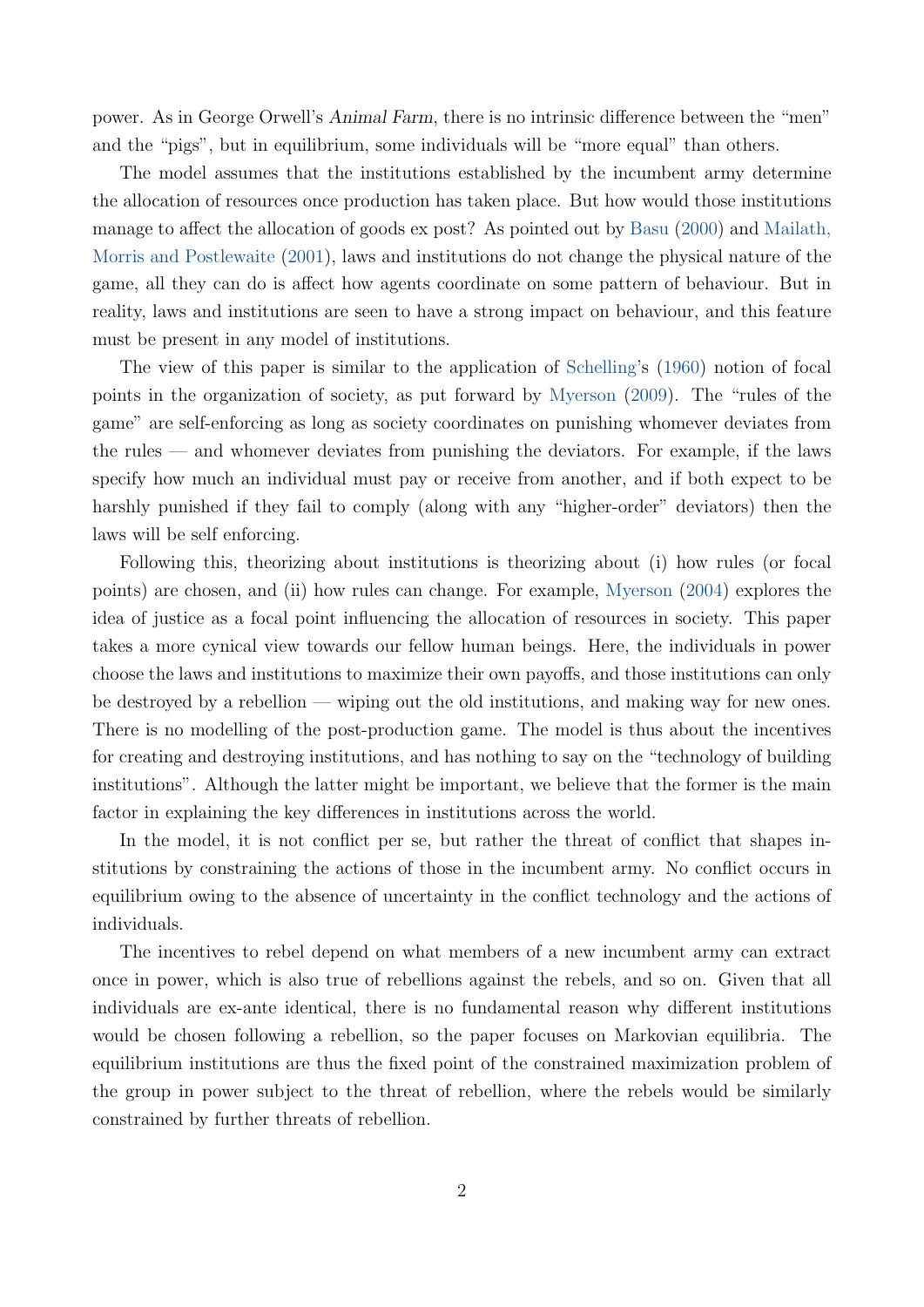power. As in George Orwell's *Animal Farm*, there is no intrinsic difference between the "men" and the "pigs", but in equilibrium, some individuals will be "more equal" than others.

The model assumes that the institutions established by the incumbent army determine the allocation of resources once production has taken place. But how would those institutions manage to affect the allocation of goods ex post? As pointed out by Basu (2000) and Mailath, Morris and Postlewaite (2001), laws and institutions do not change the physical nature of the game, all they can do is affect how agents coordinate on some pattern of behaviour. But in reality, laws and institutions are seen to have a strong impact on behaviour, and this feature must be present in any model of institutions.

The view of this paper is similar to the application of Schelling's (1960) notion of focal points in the organization of society, as put forward by Myerson (2009). The "rules of the game" are self-enforcing as long as society coordinates on punishing whomever deviates from the rules — and whomever deviates from punishing the deviators. For example, if the laws specify how much an individual must pay or receive from another, and if both expect to be harshly punished if they fail to comply (along with any "higher-order" deviators) then the laws will be self enforcing.

Following this, theorizing about institutions is theorizing about (i) how rules (or focal points) are chosen, and (ii) how rules can change. For example, Myerson (2004) explores the idea of justice as a focal point influencing the allocation of resources in society. This paper takes a more cynical view towards our fellow human beings. Here, the individuals in power choose the laws and institutions to maximize their own payoffs, and those institutions can only be destroyed by a rebellion — wiping out the old institutions, and making way for new ones. There is no modelling of the post-production game. The model is thus about the incentives for creating and destroying institutions, and has nothing to say on the "technology of building institutions". Although the latter might be important, we believe that the former is the main factor in explaining the key differences in institutions across the world.

In the model, it is not conflict per se, but rather the threat of conflict that shapes institutions by constraining the actions of those in the incumbent army. No conflict occurs in equilibrium owing to the absence of uncertainty in the conflict technology and the actions of individuals.

The incentives to rebel depend on what members of a new incumbent army can extract once in power, which is also true of rebellions against the rebels, and so on. Given that all individuals are ex-ante identical, there is no fundamental reason why different institutions would be chosen following a rebellion, so the paper focuses on Markovian equilibria. The equilibrium institutions are thus the fixed point of the constrained maximization problem of the group in power subject to the threat of rebellion, where the rebels would be similarly constrained by further threats of rebellion.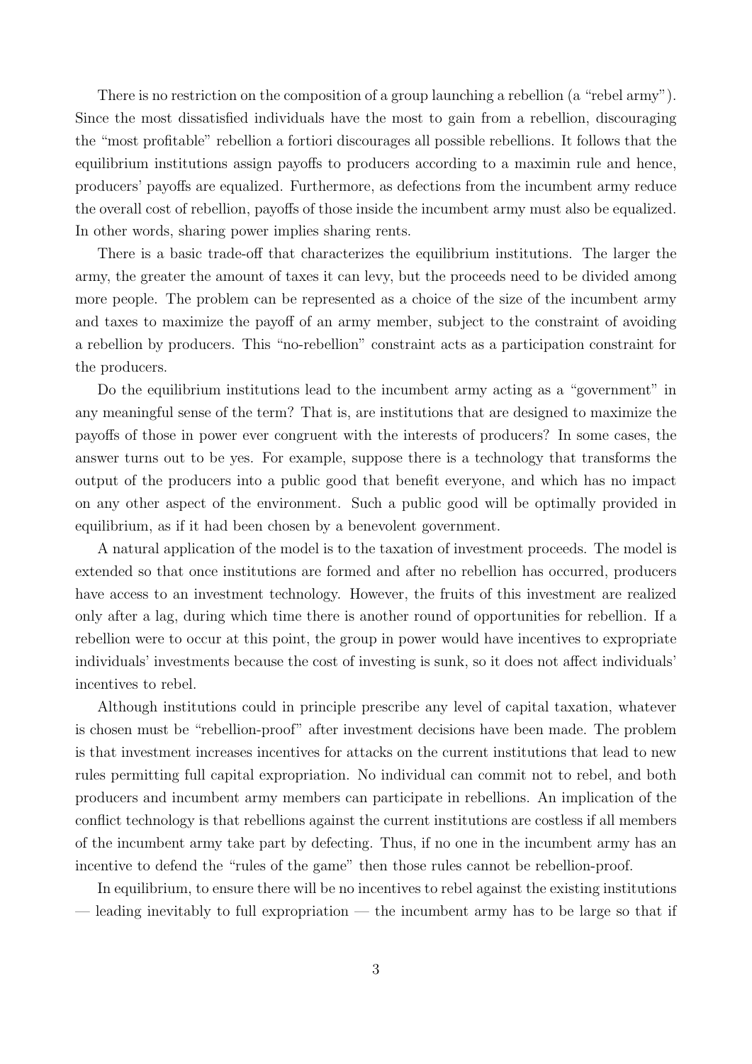There is no restriction on the composition of a group launching a rebellion (a "rebel army"). Since the most dissatisfied individuals have the most to gain from a rebellion, discouraging the "most profitable" rebellion a fortiori discourages all possible rebellions. It follows that the equilibrium institutions assign payoffs to producers according to a maximin rule and hence, producers' payoffs are equalized. Furthermore, as defections from the incumbent army reduce the overall cost of rebellion, payoffs of those inside the incumbent army must also be equalized. In other words, sharing power implies sharing rents.

There is a basic trade-off that characterizes the equilibrium institutions. The larger the army, the greater the amount of taxes it can levy, but the proceeds need to be divided among more people. The problem can be represented as a choice of the size of the incumbent army and taxes to maximize the payoff of an army member, subject to the constraint of avoiding a rebellion by producers. This "no-rebellion" constraint acts as a participation constraint for the producers.

Do the equilibrium institutions lead to the incumbent army acting as a "government" in any meaningful sense of the term? That is, are institutions that are designed to maximize the payoffs of those in power ever congruent with the interests of producers? In some cases, the answer turns out to be yes. For example, suppose there is a technology that transforms the output of the producers into a public good that benefit everyone, and which has no impact on any other aspect of the environment. Such a public good will be optimally provided in equilibrium, as if it had been chosen by a benevolent government.

A natural application of the model is to the taxation of investment proceeds. The model is extended so that once institutions are formed and after no rebellion has occurred, producers have access to an investment technology. However, the fruits of this investment are realized only after a lag, during which time there is another round of opportunities for rebellion. If a rebellion were to occur at this point, the group in power would have incentives to expropriate individuals' investments because the cost of investing is sunk, so it does not affect individuals' incentives to rebel.

Although institutions could in principle prescribe any level of capital taxation, whatever is chosen must be "rebellion-proof" after investment decisions have been made. The problem is that investment increases incentives for attacks on the current institutions that lead to new rules permitting full capital expropriation. No individual can commit not to rebel, and both producers and incumbent army members can participate in rebellions. An implication of the conflict technology is that rebellions against the current institutions are costless if all members of the incumbent army take part by defecting. Thus, if no one in the incumbent army has an incentive to defend the "rules of the game" then those rules cannot be rebellion-proof.

In equilibrium, to ensure there will be no incentives to rebel against the existing institutions — leading inevitably to full expropriation — the incumbent army has to be large so that if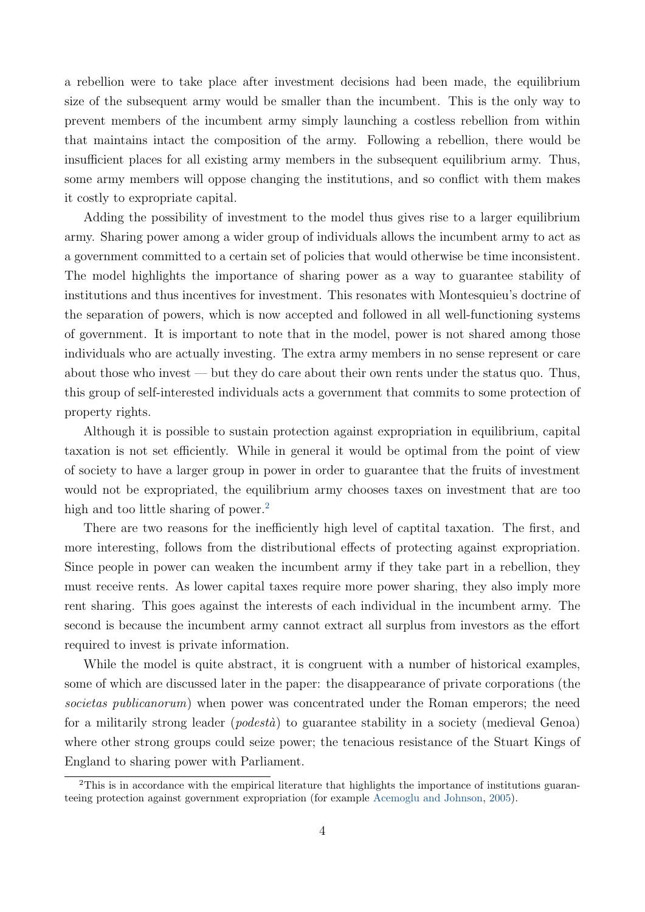a rebellion were to take place after investment decisions had been made, the equilibrium size of the subsequent army would be smaller than the incumbent. This is the only way to prevent members of the incumbent army simply launching a costless rebellion from within that maintains intact the composition of the army. Following a rebellion, there would be insufficient places for all existing army members in the subsequent equilibrium army. Thus, some army members will oppose changing the institutions, and so conflict with them makes it costly to expropriate capital.

Adding the possibility of investment to the model thus gives rise to a larger equilibrium army. Sharing power among a wider group of individuals allows the incumbent army to act as a government committed to a certain set of policies that would otherwise be time inconsistent. The model highlights the importance of sharing power as a way to guarantee stability of institutions and thus incentives for investment. This resonates with Montesquieu's doctrine of the separation of powers, which is now accepted and followed in all well-functioning systems of government. It is important to note that in the model, power is not shared among those individuals who are actually investing. The extra army members in no sense represent or care about those who invest — but they do care about their own rents under the status quo. Thus, this group of self-interested individuals acts a government that commits to some protection of property rights.

Although it is possible to sustain protection against expropriation in equilibrium, capital taxation is not set efficiently. While in general it would be optimal from the point of view of society to have a larger group in power in order to guarantee that the fruits of investment would not be expropriated, the equilibrium army chooses taxes on investment that are too high and too little sharing of power.[2]

There are two reasons for the inefficiently high level of captital taxation. The first, and more interesting, follows from the distributional effects of protecting against expropriation. Since people in power can weaken the incumbent army if they take part in a rebellion, they must receive rents. As lower capital taxes require more power sharing, they also imply more rent sharing. This goes against the interests of each individual in the incumbent army. The second is because the incumbent army cannot extract all surplus from investors as the effort required to invest is private information.

While the model is quite abstract, it is congruent with a number of historical examples, some of which are discussed later in the paper: the disappearance of private corporations (the *societas publicanorum*) when power was concentrated under the Roman emperors; the need for a militarily strong leader (*podestà*) to guarantee stability in a society (medieval Genoa) where other strong groups could seize power; the tenacious resistance of the Stuart Kings of England to sharing power with Parliament.

[2]This is in accordance with the empirical literature that highlights the importance of institutions guaranteeing protection against government expropriation (for example Acemoglu and Johnson, 2005).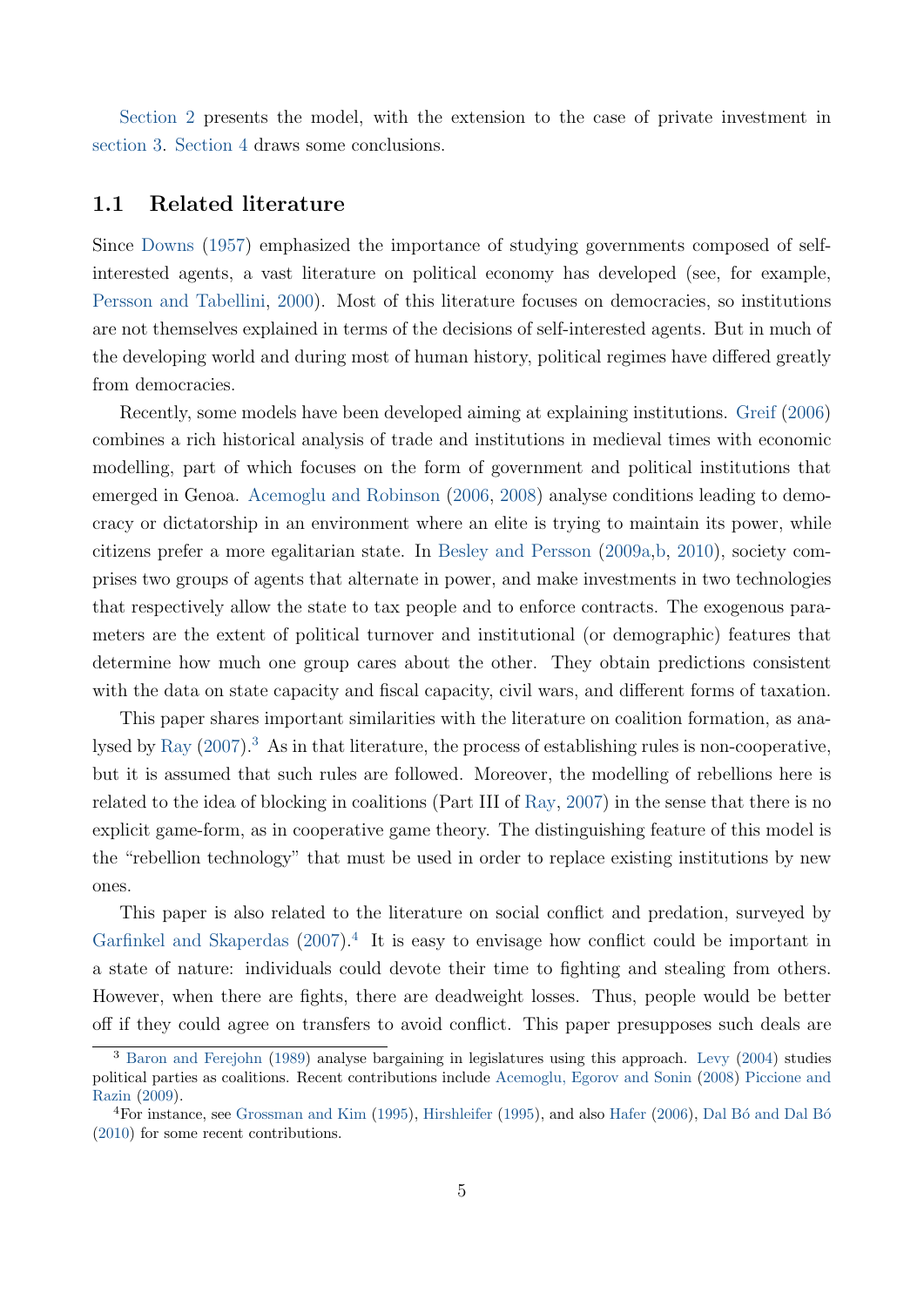Section 2 presents the model, with the extension to the case of private investment in section 3. Section 4 draws some conclusions.

## 1.1 Related literature

Since Downs (1957) emphasized the importance of studying governments composed of self-interested agents, a vast literature on political economy has developed (see, for example, Persson and Tabellini, 2000). Most of this literature focuses on democracies, so institutions are not themselves explained in terms of the decisions of self-interested agents. But in much of the developing world and during most of human history, political regimes have differed greatly from democracies.

Recently, some models have been developed aiming at explaining institutions. Greif (2006) combines a rich historical analysis of trade and institutions in medieval times with economic modelling, part of which focuses on the form of government and political institutions that emerged in Genoa. Acemoglu and Robinson (2006, 2008) analyse conditions leading to democracy or dictatorship in an environment where an elite is trying to maintain its power, while citizens prefer a more egalitarian state. In Besley and Persson (2009a,b, 2010), society comprises two groups of agents that alternate in power, and make investments in two technologies that respectively allow the state to tax people and to enforce contracts. The exogenous parameters are the extent of political turnover and institutional (or demographic) features that determine how much one group cares about the other. They obtain predictions consistent with the data on state capacity and fiscal capacity, civil wars, and different forms of taxation.

This paper shares important similarities with the literature on coalition formation, as analysed by Ray (2007).[3] As in that literature, the process of establishing rules is non-cooperative, but it is assumed that such rules are followed. Moreover, the modelling of rebellions here is related to the idea of blocking in coalitions (Part III of Ray, 2007) in the sense that there is no explicit game-form, as in cooperative game theory. The distinguishing feature of this model is the "rebellion technology" that must be used in order to replace existing institutions by new ones.

This paper is also related to the literature on social conflict and predation, surveyed by Garfinkel and Skaperdas (2007).[4] It is easy to envisage how conflict could be important in a state of nature: individuals could devote their time to fighting and stealing from others. However, when there are fights, there are deadweight losses. Thus, people would be better off if they could agree on transfers to avoid conflict. This paper presupposes such deals are

[3] Baron and Ferejohn (1989) analyse bargaining in legislatures using this approach. Levy (2004) studies political parties as coalitions. Recent contributions include Acemoglu, Egorov and Sonin (2008) Piccione and Razin (2009).

[4] For instance, see Grossman and Kim (1995), Hirshleifer (1995), and also Hafer (2006), Dal Bó and Dal Bó (2010) for some recent contributions.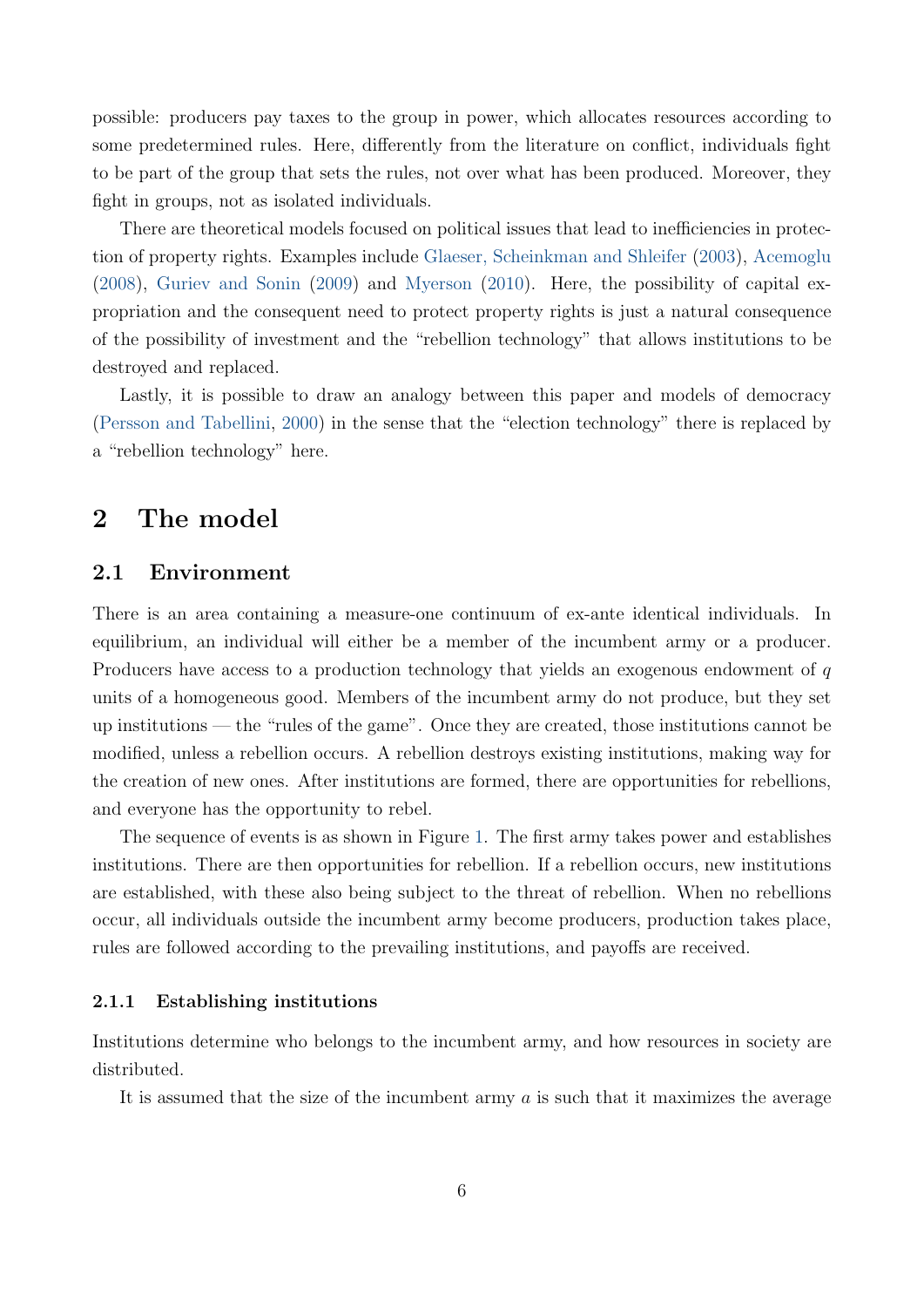possible: producers pay taxes to the group in power, which allocates resources according to some predetermined rules. Here, differently from the literature on conflict, individuals fight to be part of the group that sets the rules, not over what has been produced. Moreover, they fight in groups, not as isolated individuals.

There are theoretical models focused on political issues that lead to inefficiencies in protection of property rights. Examples include Glaeser, Scheinkman and Shleifer (2003), Acemoglu (2008), Guriev and Sonin (2009) and Myerson (2010). Here, the possibility of capital expropriation and the consequent need to protect property rights is just a natural consequence of the possibility of investment and the "rebellion technology" that allows institutions to be destroyed and replaced.

Lastly, it is possible to draw an analogy between this paper and models of democracy (Persson and Tabellini, 2000) in the sense that the "election technology" there is replaced by a "rebellion technology" here.

# 2 The model

## 2.1 Environment

There is an area containing a measure-one continuum of ex-ante identical individuals. In equilibrium, an individual will either be a member of the incumbent army or a producer. Producers have access to a production technology that yields an exogenous endowment of $q$ units of a homogeneous good. Members of the incumbent army do not produce, but they set up institutions — the "rules of the game". Once they are created, those institutions cannot be modified, unless a rebellion occurs. A rebellion destroys existing institutions, making way for the creation of new ones. After institutions are formed, there are opportunities for rebellions, and everyone has the opportunity to rebel.

The sequence of events is as shown in Figure 1. The first army takes power and establishes institutions. There are then opportunities for rebellion. If a rebellion occurs, new institutions are established, with these also being subject to the threat of rebellion. When no rebellions occur, all individuals outside the incumbent army become producers, production takes place, rules are followed according to the prevailing institutions, and payoffs are received.

### 2.1.1 Establishing institutions

Institutions determine who belongs to the incumbent army, and how resources in society are distributed.

It is assumed that the size of the incumbent army $a$ is such that it maximizes the average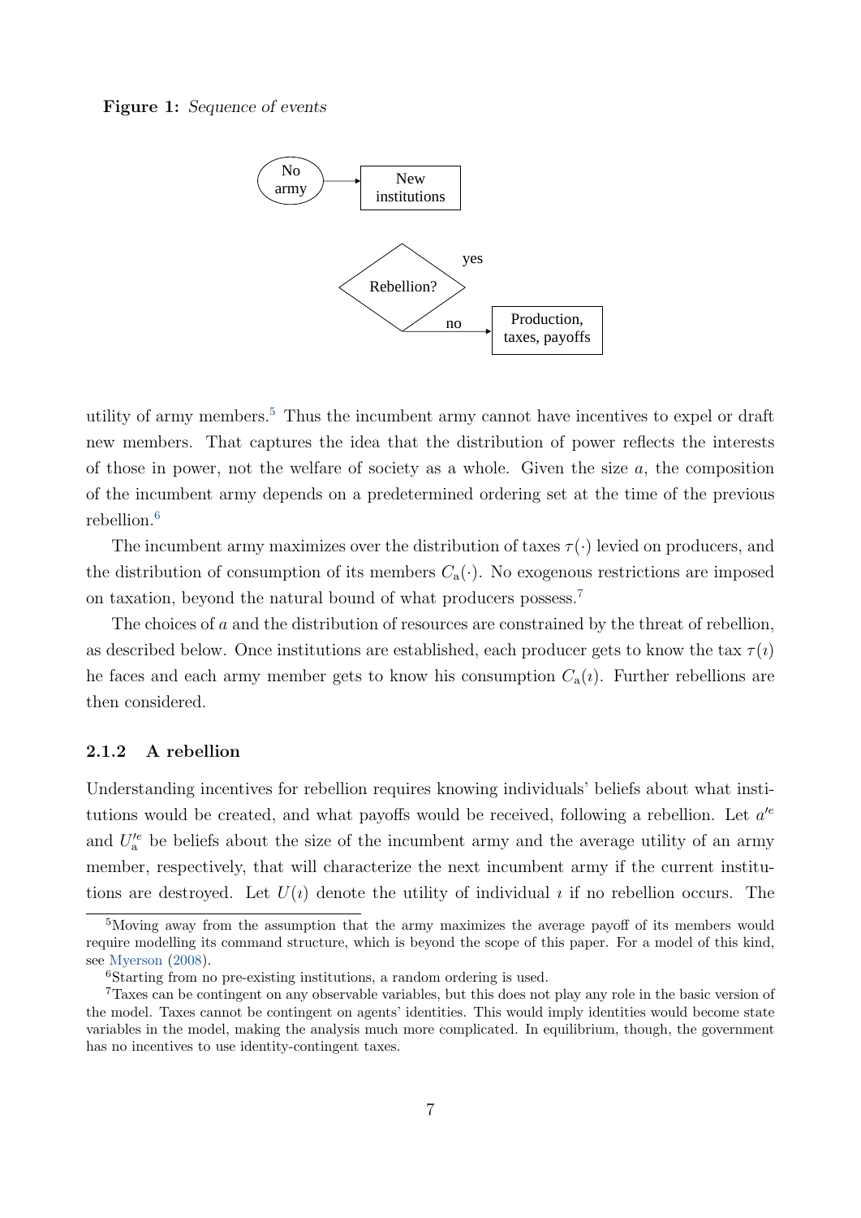**Figure 1:** *Sequence of events*

No army → New institutions

Rebellion? yes / no → Production, taxes, payoffs

utility of army members.[5] Thus the incumbent army cannot have incentives to expel or draft new members. That captures the idea that the distribution of power reflects the interests of those in power, not the welfare of society as a whole. Given the size $a$, the composition of the incumbent army depends on a predetermined ordering set at the time of the previous rebellion.[6]

The incumbent army maximizes over the distribution of taxes $\tau(\cdot)$ levied on producers, and the distribution of consumption of its members $C_{\mathrm{a}}(\cdot)$. No exogenous restrictions are imposed on taxation, beyond the natural bound of what producers possess.[7]

The choices of $a$ and the distribution of resources are constrained by the threat of rebellion, as described below. Once institutions are established, each producer gets to know the tax $\tau(\imath)$ he faces and each army member gets to know his consumption $C_{\mathrm{a}}(\imath)$. Further rebellions are then considered.

### 2.1.2 A rebellion

Understanding incentives for rebellion requires knowing individuals' beliefs about what institutions would be created, and what payoffs would be received, following a rebellion. Let $a'^e$ and $U'^e_{\mathrm{a}}$ be beliefs about the size of the incumbent army and the average utility of an army member, respectively, that will characterize the next incumbent army if the current institutions are destroyed. Let $U(\imath)$ denote the utility of individual $\imath$ if no rebellion occurs. The

[5] Moving away from the assumption that the army maximizes the average payoff of its members would require modelling its command structure, which is beyond the scope of this paper. For a model of this kind, see Myerson (2008).

[6] Starting from no pre-existing institutions, a random ordering is used.

[7] Taxes can be contingent on any observable variables, but this does not play any role in the basic version of the model. Taxes cannot be contingent on agents' identities. This would imply identities would become state variables in the model, making the analysis much more complicated. In equilibrium, though, the government has no incentives to use identity-contingent taxes.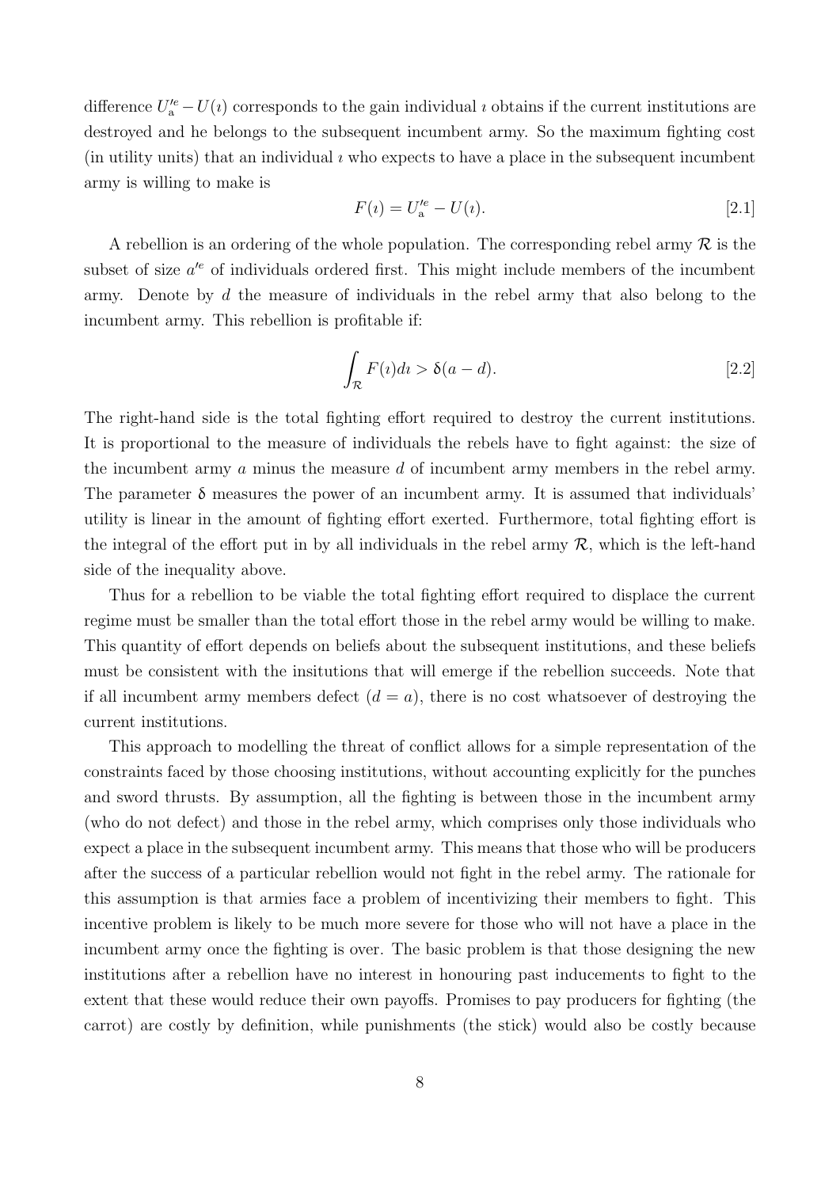difference $U'^{e}_{\mathrm{a}} - U(\imath)$ corresponds to the gain individual $\imath$ obtains if the current institutions are destroyed and he belongs to the subsequent incumbent army. So the maximum fighting cost (in utility units) that an individual $\imath$ who expects to have a place in the subsequent incumbent army is willing to make is

$$F(\imath) = U'^{e}_{\mathrm{a}} - U(\imath). \tag{2.1}$$

A rebellion is an ordering of the whole population. The corresponding rebel army $\mathcal{R}$ is the subset of size $a'^{e}$ of individuals ordered first. This might include members of the incumbent army. Denote by $d$ the measure of individuals in the rebel army that also belong to the incumbent army. This rebellion is profitable if:

$$\int_{\mathcal{R}} F(\imath) d\imath > \delta(a - d). \tag{2.2}$$

The right-hand side is the total fighting effort required to destroy the current institutions. It is proportional to the measure of individuals the rebels have to fight against: the size of the incumbent army $a$ minus the measure $d$ of incumbent army members in the rebel army. The parameter $\delta$ measures the power of an incumbent army. It is assumed that individuals' utility is linear in the amount of fighting effort exerted. Furthermore, total fighting effort is the integral of the effort put in by all individuals in the rebel army $\mathcal{R}$, which is the left-hand side of the inequality above.

Thus for a rebellion to be viable the total fighting effort required to displace the current regime must be smaller than the total effort those in the rebel army would be willing to make. This quantity of effort depends on beliefs about the subsequent institutions, and these beliefs must be consistent with the insitutions that will emerge if the rebellion succeeds. Note that if all incumbent army members defect ($d = a$), there is no cost whatsoever of destroying the current institutions.

This approach to modelling the threat of conflict allows for a simple representation of the constraints faced by those choosing institutions, without accounting explicitly for the punches and sword thrusts. By assumption, all the fighting is between those in the incumbent army (who do not defect) and those in the rebel army, which comprises only those individuals who expect a place in the subsequent incumbent army. This means that those who will be producers after the success of a particular rebellion would not fight in the rebel army. The rationale for this assumption is that armies face a problem of incentivizing their members to fight. This incentive problem is likely to be much more severe for those who will not have a place in the incumbent army once the fighting is over. The basic problem is that those designing the new institutions after a rebellion have no interest in honouring past inducements to fight to the extent that these would reduce their own payoffs. Promises to pay producers for fighting (the carrot) are costly by definition, while punishments (the stick) would also be costly because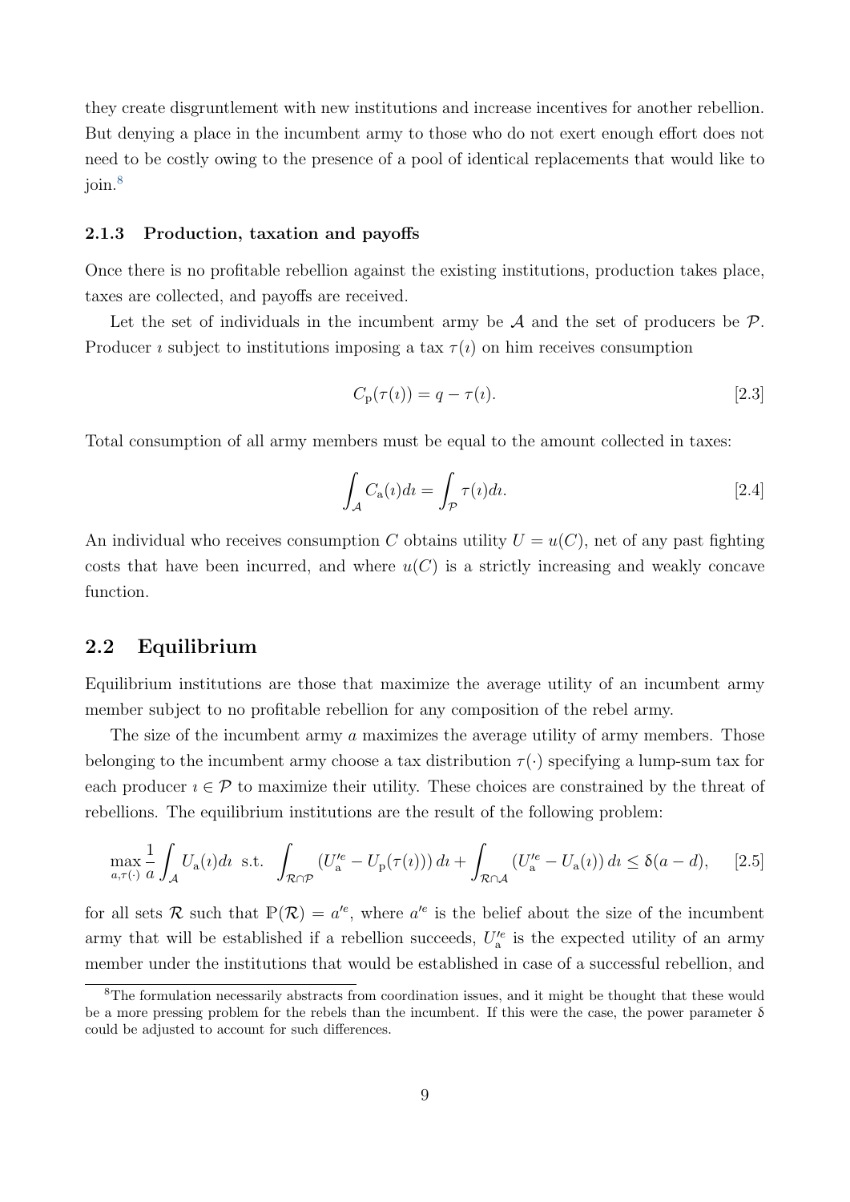they create disgruntlement with new institutions and increase incentives for another rebellion. But denying a place in the incumbent army to those who do not exert enough effort does not need to be costly owing to the presence of a pool of identical replacements that would like to join.[8]

### 2.1.3 Production, taxation and payoffs

Once there is no profitable rebellion against the existing institutions, production takes place, taxes are collected, and payoffs are received.

Let the set of individuals in the incumbent army be $\mathcal{A}$ and the set of producers be $\mathcal{P}$. Producer $\imath$ subject to institutions imposing a tax $\tau(\imath)$ on him receives consumption

$$C_{\mathrm{p}}(\tau(\imath)) = q - \tau(\imath). \qquad [2.3]$$

Total consumption of all army members must be equal to the amount collected in taxes:

$$\int_{\mathcal{A}} C_{\mathrm{a}}(\imath) d\imath = \int_{\mathcal{P}} \tau(\imath) d\imath. \qquad [2.4]$$

An individual who receives consumption $C$ obtains utility $U = u(C)$, net of any past fighting costs that have been incurred, and where $u(C)$ is a strictly increasing and weakly concave function.

## 2.2 Equilibrium

Equilibrium institutions are those that maximize the average utility of an incumbent army member subject to no profitable rebellion for any composition of the rebel army.

The size of the incumbent army $a$ maximizes the average utility of army members. Those belonging to the incumbent army choose a tax distribution $\tau(\cdot)$ specifying a lump-sum tax for each producer $\imath \in \mathcal{P}$ to maximize their utility. These choices are constrained by the threat of rebellions. The equilibrium institutions are the result of the following problem:

$$\max_{a, \tau(\cdot)} \frac{1}{a} \int_{\mathcal{A}} U_{\mathrm{a}}(\imath) d\imath \;\; \text{s.t.} \;\; \int_{\mathcal{R} \cap \mathcal{P}} \left( U_{\mathrm{a}}^{\prime e} - U_{\mathrm{p}}(\tau(\imath)) \right) d\imath + \int_{\mathcal{R} \cap \mathcal{A}} \left( U_{\mathrm{a}}^{\prime e} - U_{\mathrm{a}}(\imath) \right) d\imath \leq \delta(a - d), \qquad [2.5]$$

for all sets $\mathcal{R}$ such that $\mathbb{P}(\mathcal{R}) = a^{\prime e}$, where $a^{\prime e}$ is the belief about the size of the incumbent army that will be established if a rebellion succeeds, $U_{\mathrm{a}}^{\prime e}$ is the expected utility of an army member under the institutions that would be established in case of a successful rebellion, and

[8] The formulation necessarily abstracts from coordination issues, and it might be thought that these would be a more pressing problem for the rebels than the incumbent. If this were the case, the power parameter $\delta$ could be adjusted to account for such differences.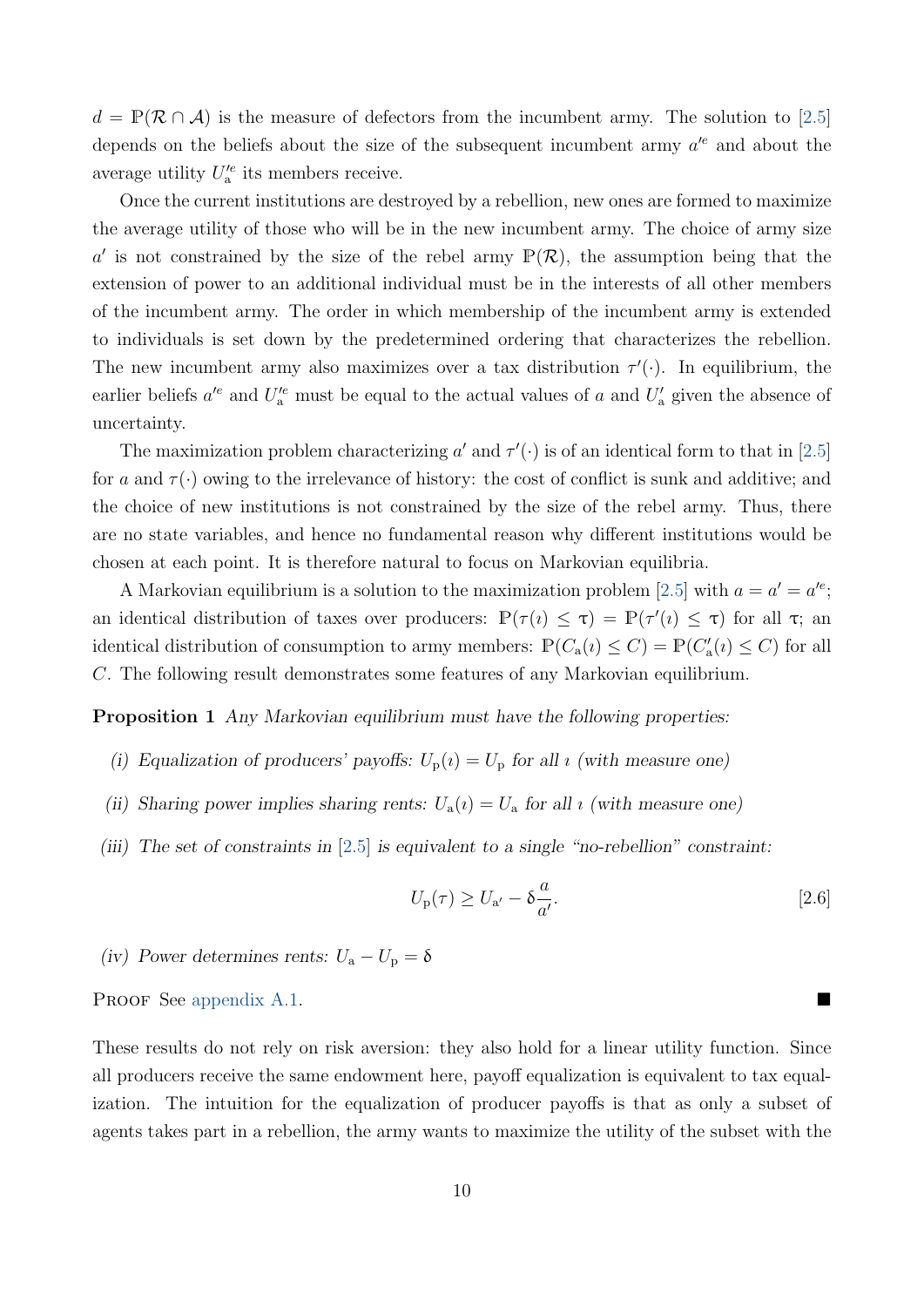$d = \mathbb{P}(\mathcal{R} \cap \mathcal{A})$ is the measure of defectors from the incumbent army. The solution to [2.5] depends on the beliefs about the size of the subsequent incumbent army $a'^e$ and about the average utility $U'^e_{\mathrm{a}}$ its members receive.

Once the current institutions are destroyed by a rebellion, new ones are formed to maximize the average utility of those who will be in the new incumbent army. The choice of army size $a'$ is not constrained by the size of the rebel army $\mathbb{P}(\mathcal{R})$, the assumption being that the extension of power to an additional individual must be in the interests of all other members of the incumbent army. The order in which membership of the incumbent army is extended to individuals is set down by the predetermined ordering that characterizes the rebellion. The new incumbent army also maximizes over a tax distribution $\tau'(\cdot)$. In equilibrium, the earlier beliefs $a'^e$ and $U'^e_{\mathrm{a}}$ must be equal to the actual values of $a$ and $U'_{\mathrm{a}}$ given the absence of uncertainty.

The maximization problem characterizing $a'$ and $\tau'(\cdot)$ is of an identical form to that in [2.5] for $a$ and $\tau(\cdot)$ owing to the irrelevance of history: the cost of conflict is sunk and additive; and the choice of new institutions is not constrained by the size of the rebel army. Thus, there are no state variables, and hence no fundamental reason why different institutions would be chosen at each point. It is therefore natural to focus on Markovian equilibria.

A Markovian equilibrium is a solution to the maximization problem [2.5] with $a = a' = a'^e$; an identical distribution of taxes over producers: $\mathbb{P}(\tau(\imath) \leq \uptau) = \mathbb{P}(\tau'(\imath) \leq \uptau)$ for all $\uptau$; an identical distribution of consumption to army members: $\mathbb{P}(C_{\mathrm{a}}(\imath) \leq C) = \mathbb{P}(C'_{\mathrm{a}}(\imath) \leq C)$ for all $C$. The following result demonstrates some features of any Markovian equilibrium.

**Proposition 1** *Any Markovian equilibrium must have the following properties:*

*(i) Equalization of producers' payoffs:* $U_{\mathrm{p}}(\imath) = U_{\mathrm{p}}$ *for all* $\imath$ *(with measure one)*

*(ii) Sharing power implies sharing rents:* $U_{\mathrm{a}}(\imath) = U_{\mathrm{a}}$ *for all* $\imath$ *(with measure one)*

*(iii) The set of constraints in [2.5] is equivalent to a single "no-rebellion" constraint:*

$$U_{\mathrm{p}}(\tau) \geq U_{\mathrm{a}'} - \delta\frac{a}{a'}. \qquad [2.6]$$

*(iv) Power determines rents:* $U_{\mathrm{a}} - U_{\mathrm{p}} = \delta$

Proof See appendix A.1. ■

These results do not rely on risk aversion: they also hold for a linear utility function. Since all producers receive the same endowment here, payoff equalization is equivalent to tax equalization. The intuition for the equalization of producer payoffs is that as only a subset of agents takes part in a rebellion, the army wants to maximize the utility of the subset with the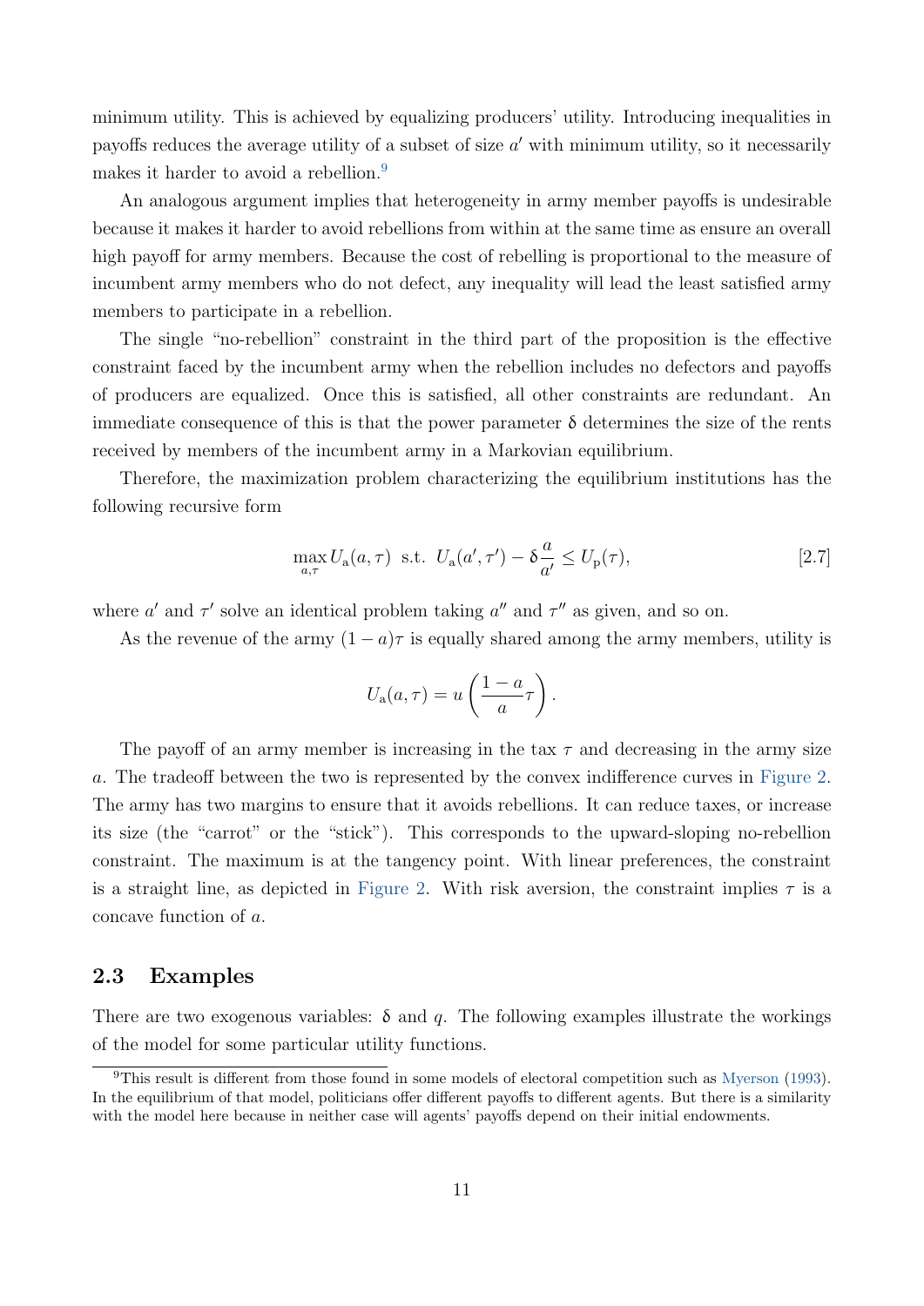minimum utility. This is achieved by equalizing producers' utility. Introducing inequalities in payoffs reduces the average utility of a subset of size $a'$ with minimum utility, so it necessarily makes it harder to avoid a rebellion.[9]

An analogous argument implies that heterogeneity in army member payoffs is undesirable because it makes it harder to avoid rebellions from within at the same time as ensure an overall high payoff for army members. Because the cost of rebelling is proportional to the measure of incumbent army members who do not defect, any inequality will lead the least satisfied army members to participate in a rebellion.

The single "no-rebellion" constraint in the third part of the proposition is the effective constraint faced by the incumbent army when the rebellion includes no defectors and payoffs of producers are equalized. Once this is satisfied, all other constraints are redundant. An immediate consequence of this is that the power parameter $\delta$ determines the size of the rents received by members of the incumbent army in a Markovian equilibrium.

Therefore, the maximization problem characterizing the equilibrium institutions has the following recursive form

$$\max_{a,\tau} U_{\mathrm{a}}(a, \tau) \text{ s.t. } U_{\mathrm{a}}(a', \tau') - \delta \frac{a}{a'} \leq U_{\mathrm{p}}(\tau), \tag{2.7}$$

where $a'$ and $\tau'$ solve an identical problem taking $a''$ and $\tau''$ as given, and so on.

As the revenue of the army $(1-a)\tau$ is equally shared among the army members, utility is

$$U_{\mathrm{a}}(a, \tau) = u\left(\frac{1-a}{a}\tau\right).$$

The payoff of an army member is increasing in the tax $\tau$ and decreasing in the army size $a$. The tradeoff between the two is represented by the convex indifference curves in Figure 2. The army has two margins to ensure that it avoids rebellions. It can reduce taxes, or increase its size (the "carrot" or the "stick"). This corresponds to the upward-sloping no-rebellion constraint. The maximum is at the tangency point. With linear preferences, the constraint is a straight line, as depicted in Figure 2. With risk aversion, the constraint implies $\tau$ is a concave function of $a$.

## 2.3 Examples

There are two exogenous variables: $\delta$ and $q$. The following examples illustrate the workings of the model for some particular utility functions.

[9] This result is different from those found in some models of electoral competition such as Myerson (1993). In the equilibrium of that model, politicians offer different payoffs to different agents. But there is a similarity with the model here because in neither case will agents' payoffs depend on their initial endowments.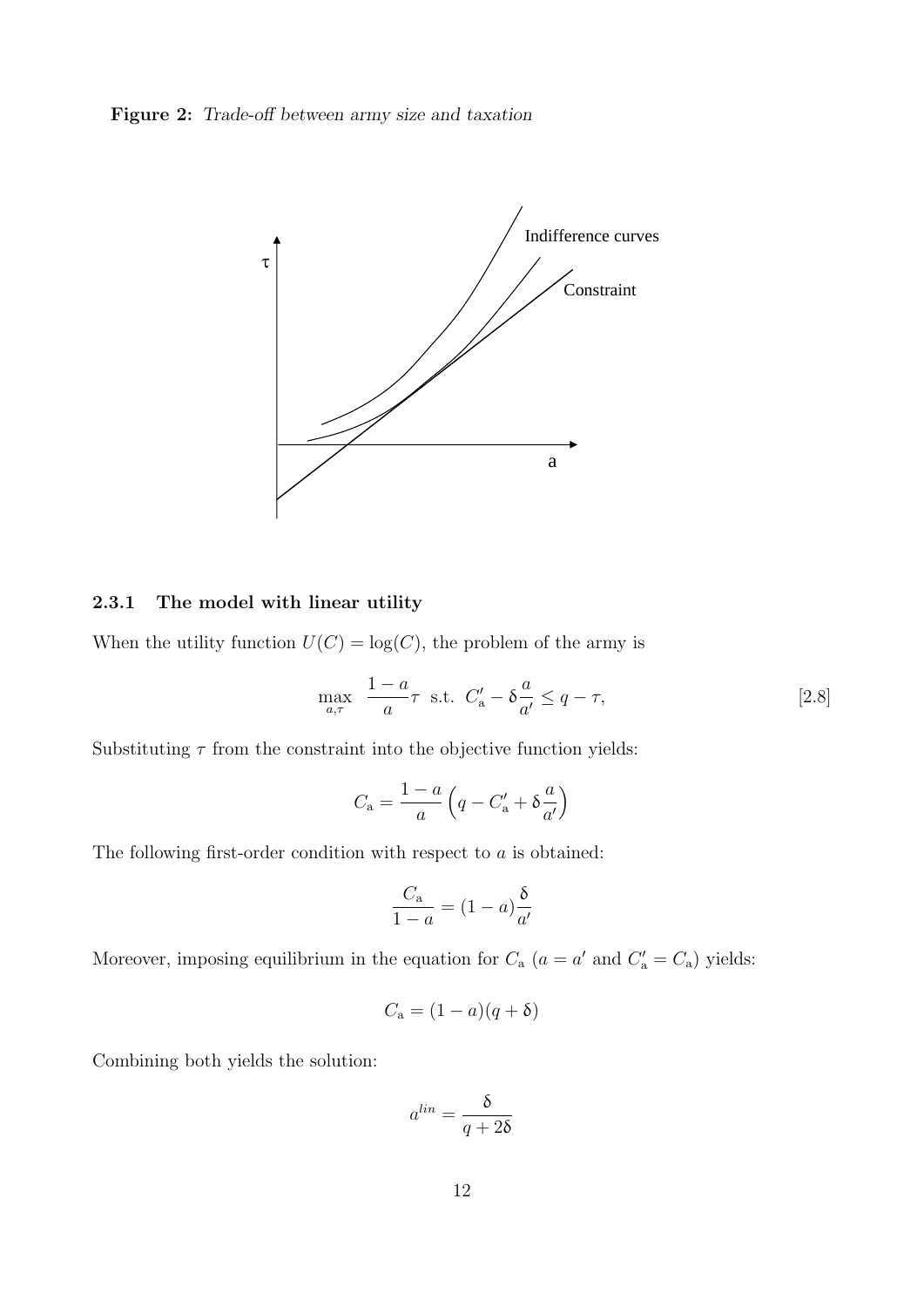**Figure 2:** *Trade-off between army size and taxation*

### 2.3.1 The model with linear utility

When the utility function $U(C) = \log(C)$, the problem of the army is

$$\max_{a,\tau} \quad \frac{1-a}{a}\tau \;\; \text{s.t.} \;\; C'_{\text{a}} - \delta\frac{a}{a'} \leq q - \tau, \tag{2.8}$$

Substituting $\tau$ from the constraint into the objective function yields:

$$C_{\text{a}} = \frac{1-a}{a}\left(q - C'_{\text{a}} + \delta\frac{a}{a'}\right)$$

The following first-order condition with respect to $a$ is obtained:

$$\frac{C_{\text{a}}}{1-a} = (1-a)\frac{\delta}{a'}$$

Moreover, imposing equilibrium in the equation for $C_{\text{a}}$ ($a = a'$ and $C'_{\text{a}} = C_{\text{a}}$) yields:

$$C_{\text{a}} = (1-a)(q+\delta)$$

Combining both yields the solution:

$$a^{lin} = \frac{\delta}{q+2\delta}$$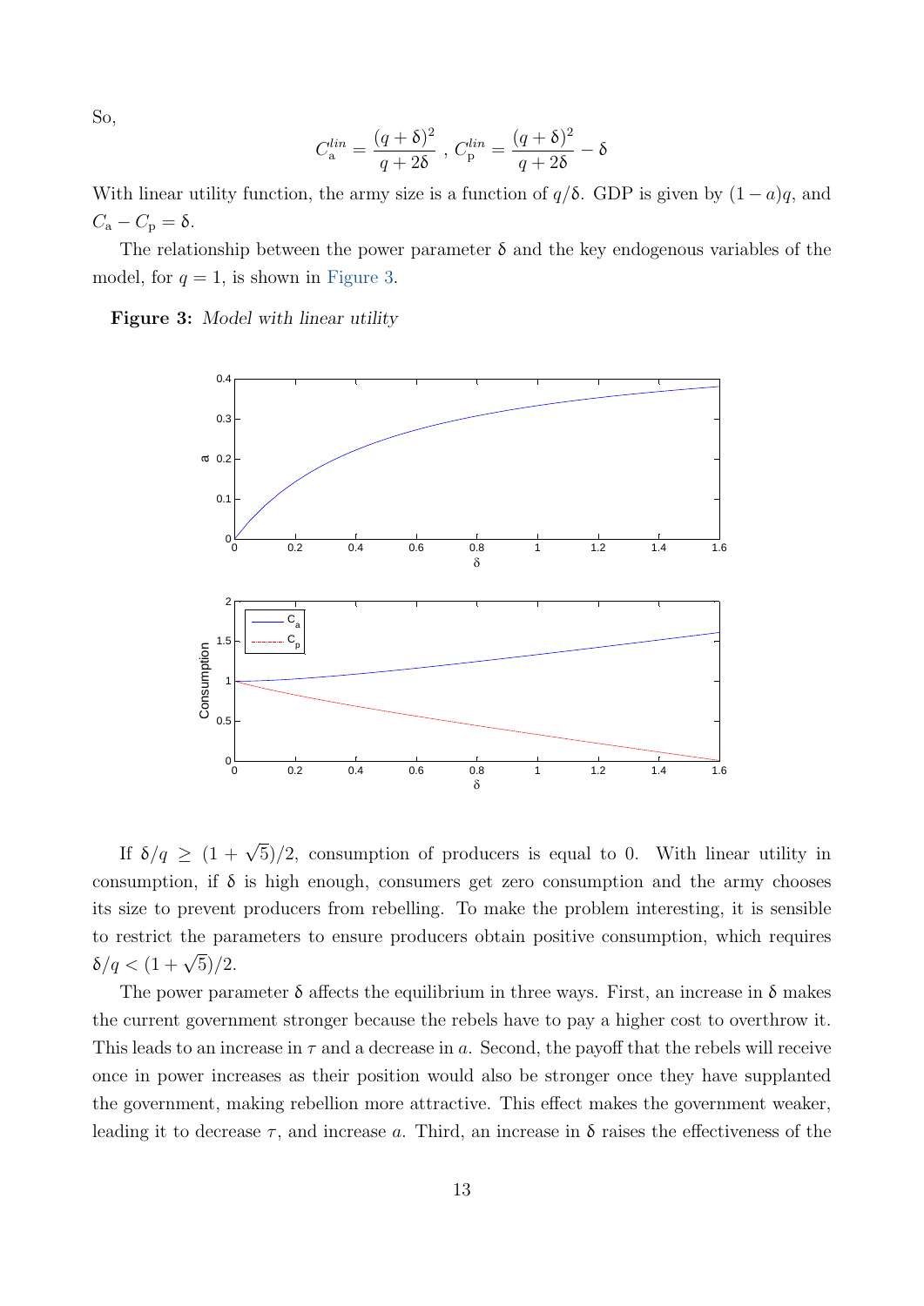So,

$$C_{\rm a}^{lin} = \frac{(q+\delta)^2}{q+2\delta} \ , \ C_{\rm p}^{lin} = \frac{(q+\delta)^2}{q+2\delta} - \delta$$

With linear utility function, the army size is a function of $q/\delta$. GDP is given by $(1-a)q$, and $C_{\rm a} - C_{\rm p} = \delta$.

The relationship between the power parameter $\delta$ and the key endogenous variables of the model, for $q = 1$, is shown in Figure 3.

**Figure 3:** *Model with linear utility*

If $\delta/q \geq (1+\sqrt{5})/2$, consumption of producers is equal to 0. With linear utility in consumption, if $\delta$ is high enough, consumers get zero consumption and the army chooses its size to prevent producers from rebelling. To make the problem interesting, it is sensible to restrict the parameters to ensure producers obtain positive consumption, which requires $\delta/q < (1+\sqrt{5})/2$.

The power parameter $\delta$ affects the equilibrium in three ways. First, an increase in $\delta$ makes the current government stronger because the rebels have to pay a higher cost to overthrow it. This leads to an increase in $\tau$ and a decrease in $a$. Second, the payoff that the rebels will receive once in power increases as their position would also be stronger once they have supplanted the government, making rebellion more attractive. This effect makes the government weaker, leading it to decrease $\tau$, and increase $a$. Third, an increase in $\delta$ raises the effectiveness of the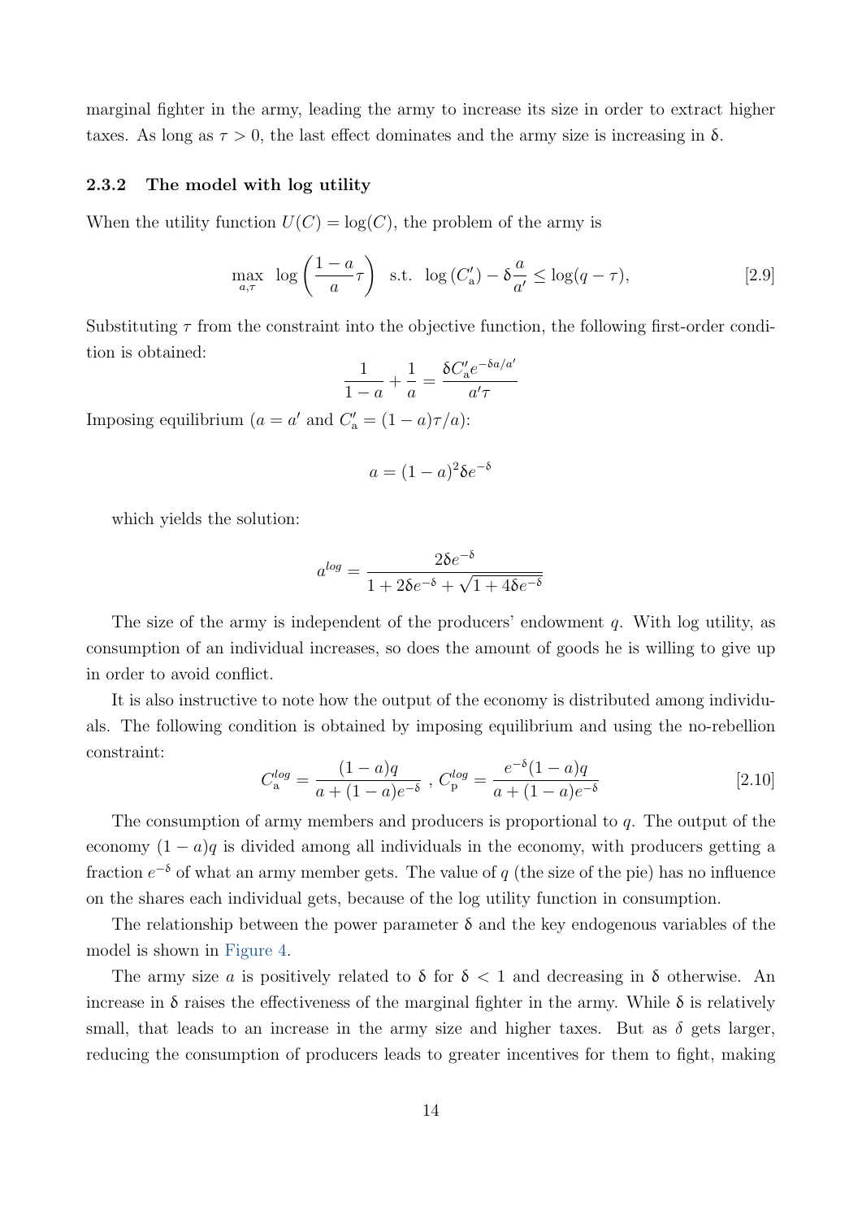marginal fighter in the army, leading the army to increase its size in order to extract higher taxes. As long as $\tau > 0$, the last effect dominates and the army size is increasing in $\delta$.

### 2.3.2 The model with log utility

When the utility function $U(C) = \log(C)$, the problem of the army is

$$\max_{a,\tau} \ \log\left(\frac{1-a}{a}\tau\right) \ \text{ s.t. } \ \log\left(C'_{\mathrm{a}}\right) - \delta\frac{a}{a'} \leq \log(q-\tau), \tag{2.9}$$

Substituting $\tau$ from the constraint into the objective function, the following first-order condition is obtained:

$$\frac{1}{1-a} + \frac{1}{a} = \frac{\delta C'_{\mathrm{a}} e^{-\delta a/a'}}{a'\tau}$$

Imposing equilibrium ($a = a'$ and $C'_{\mathrm{a}} = (1-a)\tau/a$):

$$a = (1-a)^2 \delta e^{-\delta}$$

which yields the solution:

$$a^{log} = \frac{2\delta e^{-\delta}}{1 + 2\delta e^{-\delta} + \sqrt{1 + 4\delta e^{-\delta}}}$$

The size of the army is independent of the producers' endowment $q$. With log utility, as consumption of an individual increases, so does the amount of goods he is willing to give up in order to avoid conflict.

It is also instructive to note how the output of the economy is distributed among individuals. The following condition is obtained by imposing equilibrium and using the no-rebellion constraint:

$$C_{\mathrm{a}}^{log} = \frac{(1-a)q}{a + (1-a)e^{-\delta}} \ , \ C_{\mathrm{p}}^{log} = \frac{e^{-\delta}(1-a)q}{a + (1-a)e^{-\delta}} \tag{2.10}$$

The consumption of army members and producers is proportional to $q$. The output of the economy $(1-a)q$ is divided among all individuals in the economy, with producers getting a fraction $e^{-\delta}$ of what an army member gets. The value of $q$ (the size of the pie) has no influence on the shares each individual gets, because of the log utility function in consumption.

The relationship between the power parameter $\delta$ and the key endogenous variables of the model is shown in Figure 4.

The army size $a$ is positively related to $\delta$ for $\delta < 1$ and decreasing in $\delta$ otherwise. An increase in $\delta$ raises the effectiveness of the marginal fighter in the army. While $\delta$ is relatively small, that leads to an increase in the army size and higher taxes. But as $\delta$ gets larger, reducing the consumption of producers leads to greater incentives for them to fight, making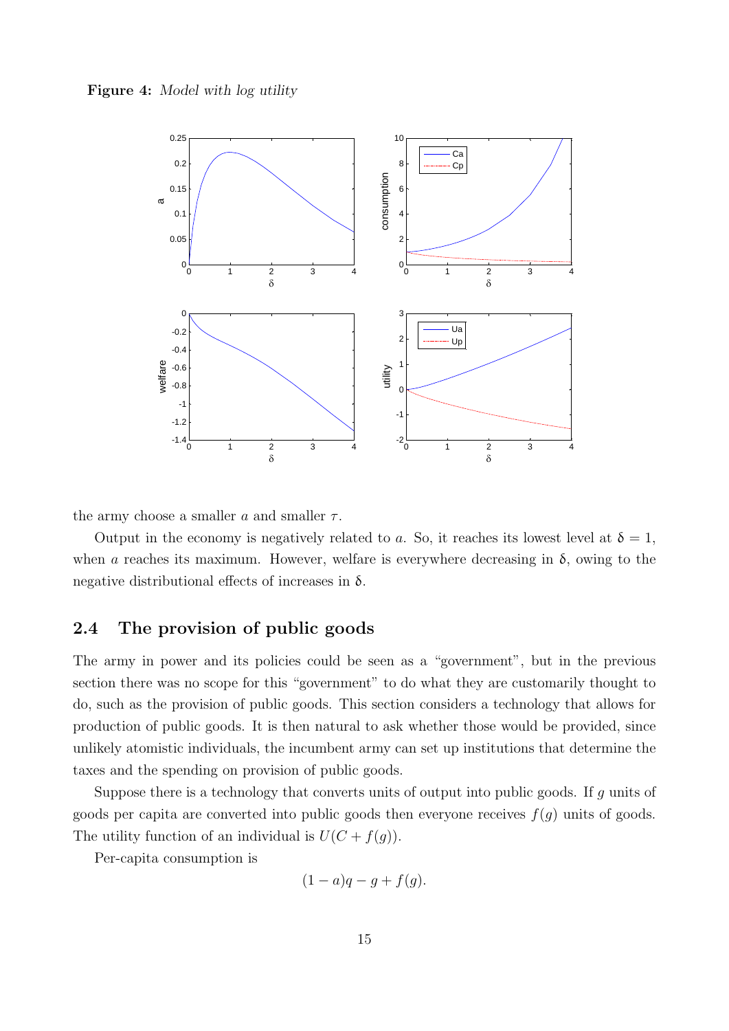**Figure 4:** *Model with log utility*

the army choose a smaller $a$ and smaller $\tau$.

Output in the economy is negatively related to $a$. So, it reaches its lowest level at $\delta = 1$, when $a$ reaches its maximum. However, welfare is everywhere decreasing in $\delta$, owing to the negative distributional effects of increases in $\delta$.

## 2.4 The provision of public goods

The army in power and its policies could be seen as a "government", but in the previous section there was no scope for this "government" to do what they are customarily thought to do, such as the provision of public goods. This section considers a technology that allows for production of public goods. It is then natural to ask whether those would be provided, since unlikely atomistic individuals, the incumbent army can set up institutions that determine the taxes and the spending on provision of public goods.

Suppose there is a technology that converts units of output into public goods. If $g$ units of goods per capita are converted into public goods then everyone receives $f(g)$ units of goods. The utility function of an individual is $U(C + f(g))$.

Per-capita consumption is

$$(1 - a)q - g + f(g).$$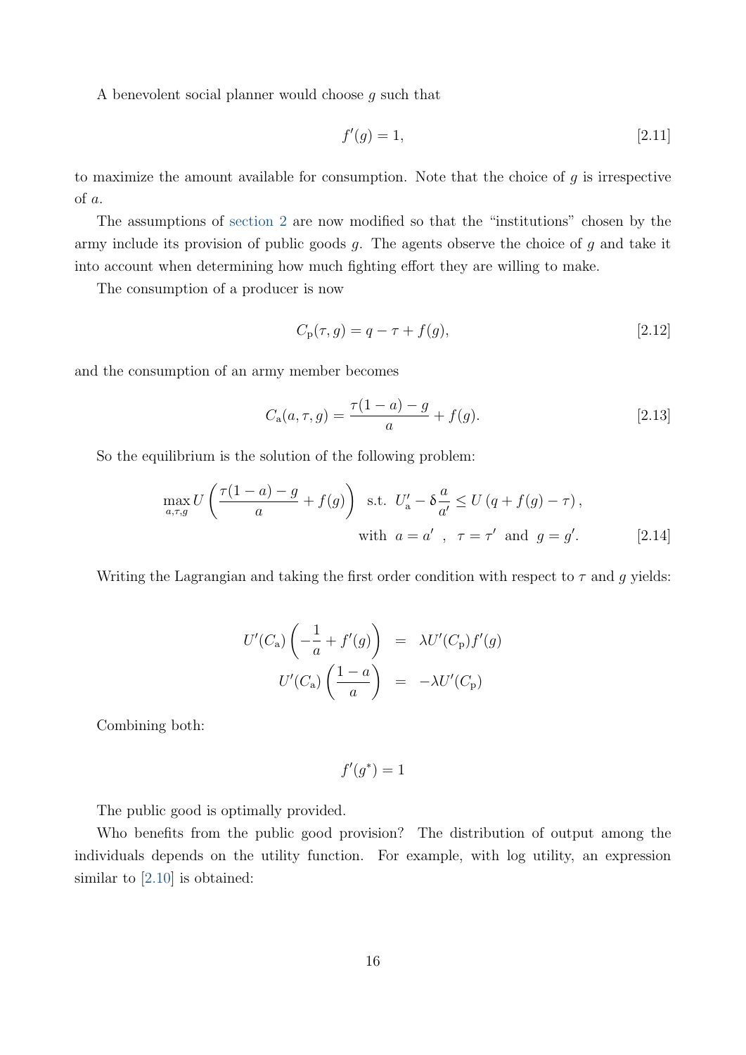A benevolent social planner would choose $g$ such that

$$f'(g) = 1, \tag{2.11}$$

to maximize the amount available for consumption. Note that the choice of $g$ is irrespective of $a$.

The assumptions of section 2 are now modified so that the "institutions" chosen by the army include its provision of public goods $g$. The agents observe the choice of $g$ and take it into account when determining how much fighting effort they are willing to make.

The consumption of a producer is now

$$C_{\mathrm{p}}(\tau, g) = q - \tau + f(g), \tag{2.12}$$

and the consumption of an army member becomes

$$C_{\mathrm{a}}(a, \tau, g) = \frac{\tau(1-a) - g}{a} + f(g). \tag{2.13}$$

So the equilibrium is the solution of the following problem:

$$\max_{a,\tau,g} U\left(\frac{\tau(1-a) - g}{a} + f(g)\right) \text{ s.t. } U_{\mathrm{a}}' - \delta\frac{a}{a'} \leq U\left(q + f(g) - \tau\right),$$
$$\text{with } a = a' \;,\; \tau = \tau' \text{ and } g = g'. \tag{2.14}$$

Writing the Lagrangian and taking the first order condition with respect to $\tau$ and $g$ yields:

$$\begin{aligned}
U'(C_{\mathrm{a}})\left(-\frac{1}{a} + f'(g)\right) &= \lambda U'(C_{\mathrm{p}}) f'(g) \\
U'(C_{\mathrm{a}})\left(\frac{1-a}{a}\right) &= -\lambda U'(C_{\mathrm{p}})
\end{aligned}$$

Combining both:

$$f'(g^*) = 1$$

The public good is optimally provided.

Who benefits from the public good provision? The distribution of output among the individuals depends on the utility function. For example, with log utility, an expression similar to [2.10] is obtained: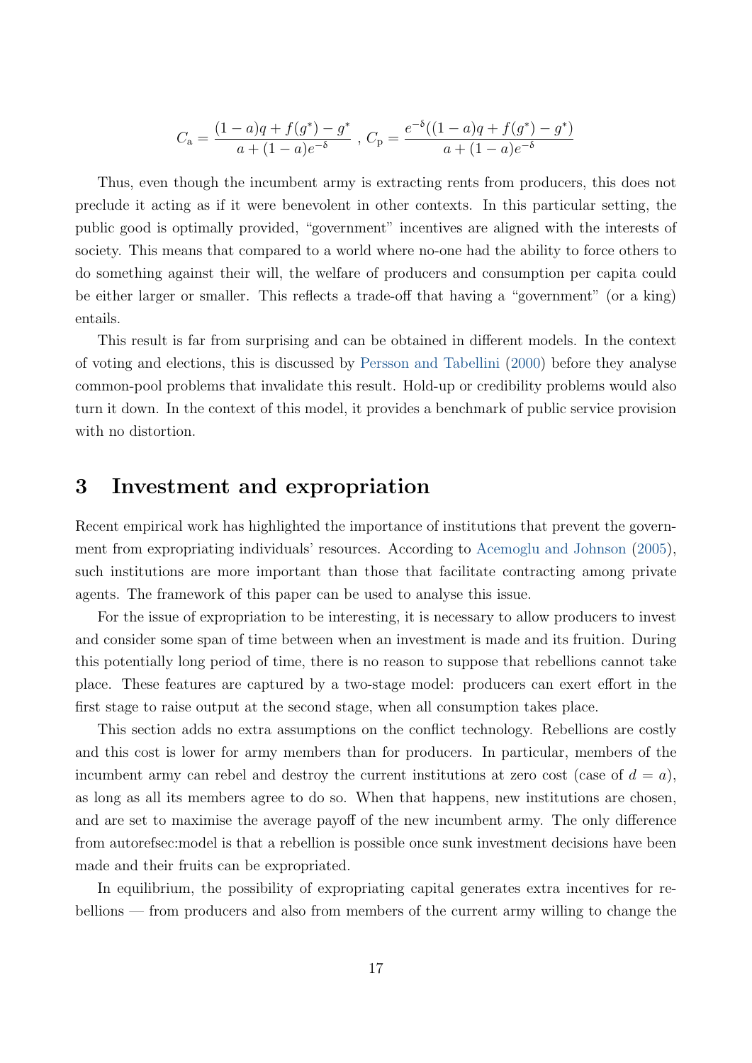$$C_{\mathrm{a}} = \frac{(1-a)q + f(g^*) - g^*}{a + (1-a)e^{-\delta}} \text{ , } C_{\mathrm{p}} = \frac{e^{-\delta}((1-a)q + f(g^*) - g^*)}{a + (1-a)e^{-\delta}}$$

Thus, even though the incumbent army is extracting rents from producers, this does not preclude it acting as if it were benevolent in other contexts. In this particular setting, the public good is optimally provided, "government" incentives are aligned with the interests of society. This means that compared to a world where no-one had the ability to force others to do something against their will, the welfare of producers and consumption per capita could be either larger or smaller. This reflects a trade-off that having a "government" (or a king) entails.

This result is far from surprising and can be obtained in different models. In the context of voting and elections, this is discussed by Persson and Tabellini (2000) before they analyse common-pool problems that invalidate this result. Hold-up or credibility problems would also turn it down. In the context of this model, it provides a benchmark of public service provision with no distortion.

# 3 Investment and expropriation

Recent empirical work has highlighted the importance of institutions that prevent the government from expropriating individuals' resources. According to Acemoglu and Johnson (2005), such institutions are more important than those that facilitate contracting among private agents. The framework of this paper can be used to analyse this issue.

For the issue of expropriation to be interesting, it is necessary to allow producers to invest and consider some span of time between when an investment is made and its fruition. During this potentially long period of time, there is no reason to suppose that rebellions cannot take place. These features are captured by a two-stage model: producers can exert effort in the first stage to raise output at the second stage, when all consumption takes place.

This section adds no extra assumptions on the conflict technology. Rebellions are costly and this cost is lower for army members than for producers. In particular, members of the incumbent army can rebel and destroy the current institutions at zero cost (case of $d = a$), as long as all its members agree to do so. When that happens, new institutions are chosen, and are set to maximise the average payoff of the new incumbent army. The only difference from autorefsec:model is that a rebellion is possible once sunk investment decisions have been made and their fruits can be expropriated.

In equilibrium, the possibility of expropriating capital generates extra incentives for rebellions — from producers and also from members of the current army willing to change the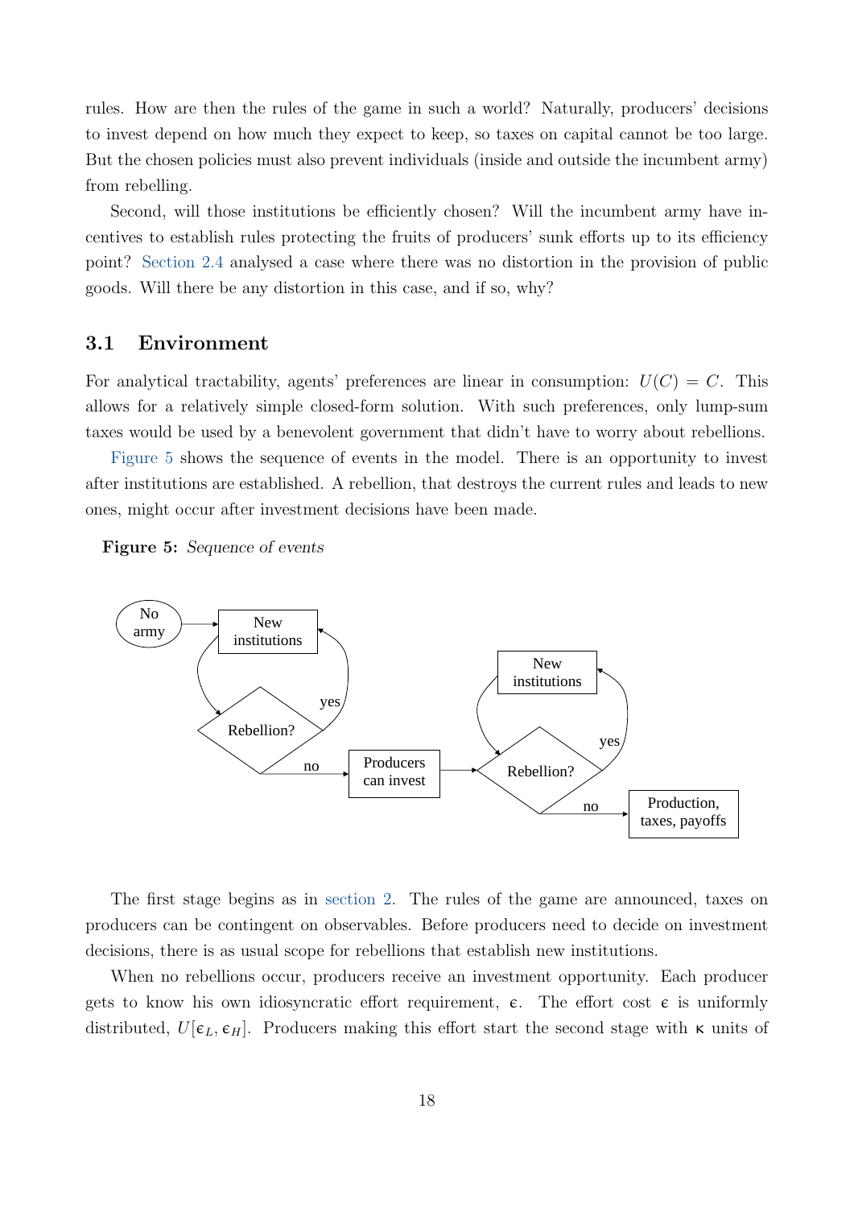rules. How are then the rules of the game in such a world? Naturally, producers' decisions to invest depend on how much they expect to keep, so taxes on capital cannot be too large. But the chosen policies must also prevent individuals (inside and outside the incumbent army) from rebelling.

Second, will those institutions be efficiently chosen? Will the incumbent army have incentives to establish rules protecting the fruits of producers' sunk efforts up to its efficiency point? Section 2.4 analysed a case where there was no distortion in the provision of public goods. Will there be any distortion in this case, and if so, why?

## 3.1 Environment

For analytical tractability, agents' preferences are linear in consumption: $U(C) = C$. This allows for a relatively simple closed-form solution. With such preferences, only lump-sum taxes would be used by a benevolent government that didn't have to worry about rebellions.

Figure 5 shows the sequence of events in the model. There is an opportunity to invest after institutions are established. A rebellion, that destroys the current rules and leads to new ones, might occur after investment decisions have been made.

**Figure 5:** *Sequence of events*

No army → New institutions → Rebellion? (yes → New institutions; no → Producers can invest) → Rebellion? (yes → New institutions; no → Production, taxes, payoffs)

The first stage begins as in section 2. The rules of the game are announced, taxes on producers can be contingent on observables. Before producers need to decide on investment decisions, there is as usual scope for rebellions that establish new institutions.

When no rebellions occur, producers receive an investment opportunity. Each producer gets to know his own idiosyncratic effort requirement, $\epsilon$. The effort cost $\epsilon$ is uniformly distributed, $U[\epsilon_L, \epsilon_H]$. Producers making this effort start the second stage with $\kappa$ units of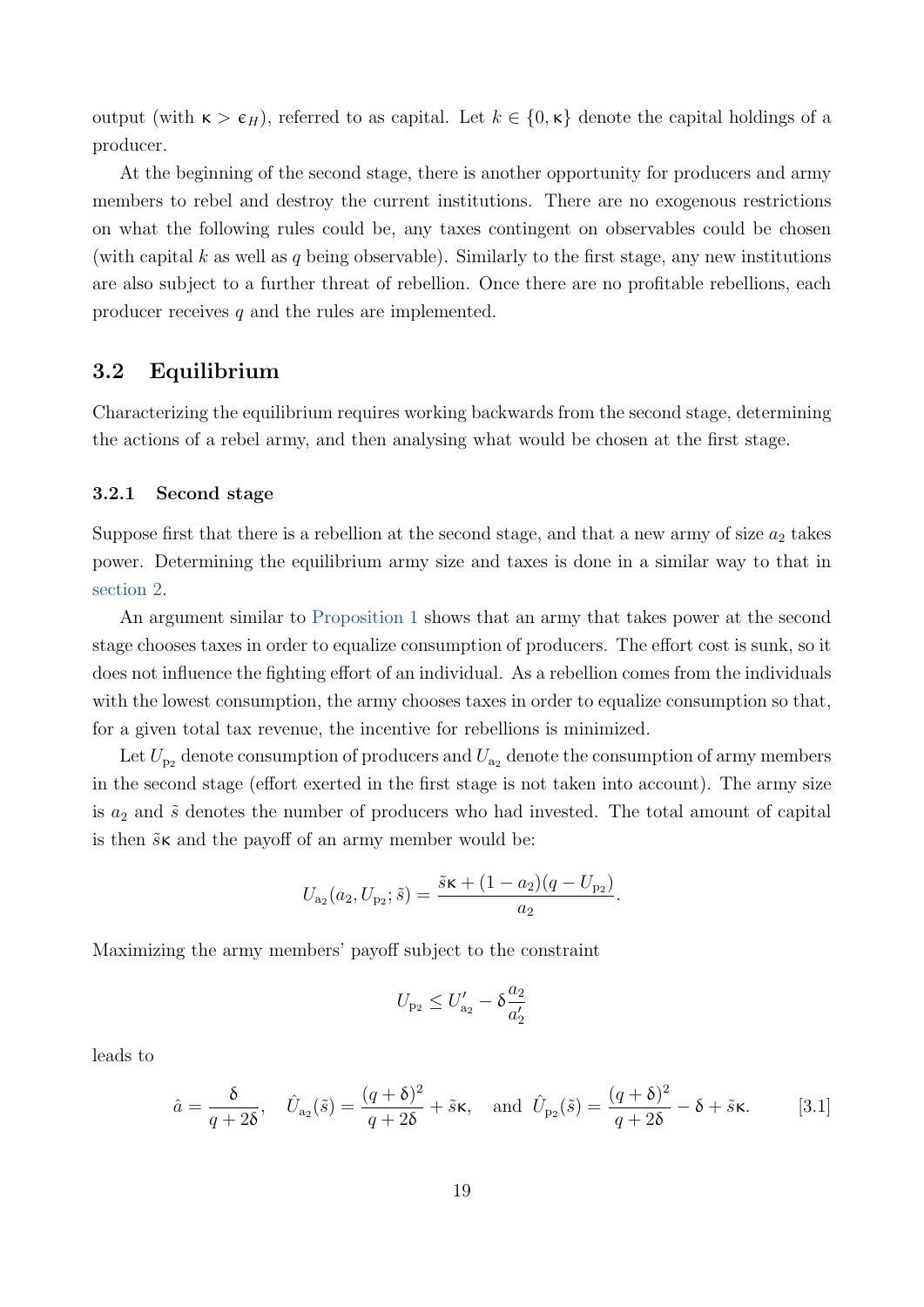output (with $\kappa > \epsilon_H$), referred to as capital. Let $k \in \{0, \kappa\}$ denote the capital holdings of a producer.

At the beginning of the second stage, there is another opportunity for producers and army members to rebel and destroy the current institutions. There are no exogenous restrictions on what the following rules could be, any taxes contingent on observables could be chosen (with capital $k$ as well as $q$ being observable). Similarly to the first stage, any new institutions are also subject to a further threat of rebellion. Once there are no profitable rebellions, each producer receives $q$ and the rules are implemented.

## 3.2 Equilibrium

Characterizing the equilibrium requires working backwards from the second stage, determining the actions of a rebel army, and then analysing what would be chosen at the first stage.

### 3.2.1 Second stage

Suppose first that there is a rebellion at the second stage, and that a new army of size $a_2$ takes power. Determining the equilibrium army size and taxes is done in a similar way to that in section 2.

An argument similar to Proposition 1 shows that an army that takes power at the second stage chooses taxes in order to equalize consumption of producers. The effort cost is sunk, so it does not influence the fighting effort of an individual. As a rebellion comes from the individuals with the lowest consumption, the army chooses taxes in order to equalize consumption so that, for a given total tax revenue, the incentive for rebellions is minimized.

Let $U_{\mathrm{p}_2}$ denote consumption of producers and $U_{\mathrm{a}_2}$ denote the consumption of army members in the second stage (effort exerted in the first stage is not taken into account). The army size is $a_2$ and $\tilde{s}$ denotes the number of producers who had invested. The total amount of capital is then $\tilde{s}\kappa$ and the payoff of an army member would be:

$$U_{\mathrm{a}_2}(a_2, U_{\mathrm{p}_2}; \tilde{s}) = \frac{\tilde{s}\kappa + (1 - a_2)(q - U_{\mathrm{p}_2})}{a_2}.$$

Maximizing the army members' payoff subject to the constraint

$$U_{\mathrm{p}_2} \leq U'_{\mathrm{a}_2} - \delta \frac{a_2}{a'_2}$$

leads to

$$\hat{a} = \frac{\delta}{q + 2\delta}, \quad \hat{U}_{\mathrm{a}_2}(\tilde{s}) = \frac{(q + \delta)^2}{q + 2\delta} + \tilde{s}\kappa, \quad \text{and } \hat{U}_{\mathrm{p}_2}(\tilde{s}) = \frac{(q + \delta)^2}{q + 2\delta} - \delta + \tilde{s}\kappa. \qquad [3.1]$$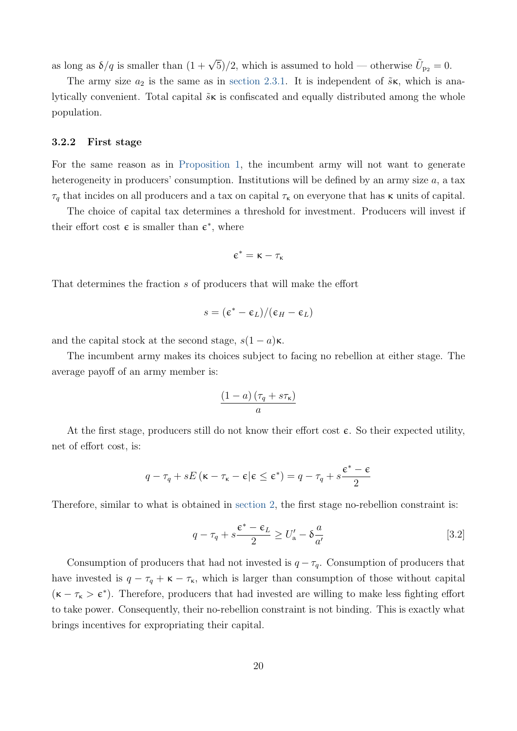as long as $\delta/q$ is smaller than $(1+\sqrt{5})/2$, which is assumed to hold — otherwise $\tilde{U}_{\mathrm{p}_2} = 0$.

The army size $a_2$ is the same as in section 2.3.1. It is independent of $\tilde{s}\kappa$, which is analytically convenient. Total capital $\tilde{s}\kappa$ is confiscated and equally distributed among the whole population.

### 3.2.2 First stage

For the same reason as in Proposition 1, the incumbent army will not want to generate heterogeneity in producers' consumption. Institutions will be defined by an army size $a$, a tax $\tau_q$ that incides on all producers and a tax on capital $\tau_\kappa$ on everyone that has $\kappa$ units of capital.

The choice of capital tax determines a threshold for investment. Producers will invest if their effort cost $\epsilon$ is smaller than $\epsilon^*$, where

$$\epsilon^* = \kappa - \tau_\kappa$$

That determines the fraction $s$ of producers that will make the effort

$$s = (\epsilon^* - \epsilon_L)/(\epsilon_H - \epsilon_L)$$

and the capital stock at the second stage, $s(1-a)\kappa$.

The incumbent army makes its choices subject to facing no rebellion at either stage. The average payoff of an army member is:

$$\frac{(1-a)\left(\tau_q + s\tau_\kappa\right)}{a}$$

At the first stage, producers still do not know their effort cost $\epsilon$. So their expected utility, net of effort cost, is:

$$q - \tau_q + sE\left(\kappa - \tau_\kappa - \epsilon | \epsilon \leq \epsilon^*\right) = q - \tau_q + s\frac{\epsilon^* - \epsilon}{2}$$

Therefore, similar to what is obtained in section 2, the first stage no-rebellion constraint is:

$$q - \tau_q + s\frac{\epsilon^* - \epsilon_L}{2} \geq U'_{\mathrm{a}} - \delta\frac{a}{a'} \tag{3.2}$$

Consumption of producers that had not invested is $q - \tau_q$. Consumption of producers that have invested is $q - \tau_q + \kappa - \tau_\kappa$, which is larger than consumption of those without capital ($\kappa - \tau_\kappa > \epsilon^*$). Therefore, producers that had invested are willing to make less fighting effort to take power. Consequently, their no-rebellion constraint is not binding. This is exactly what brings incentives for expropriating their capital.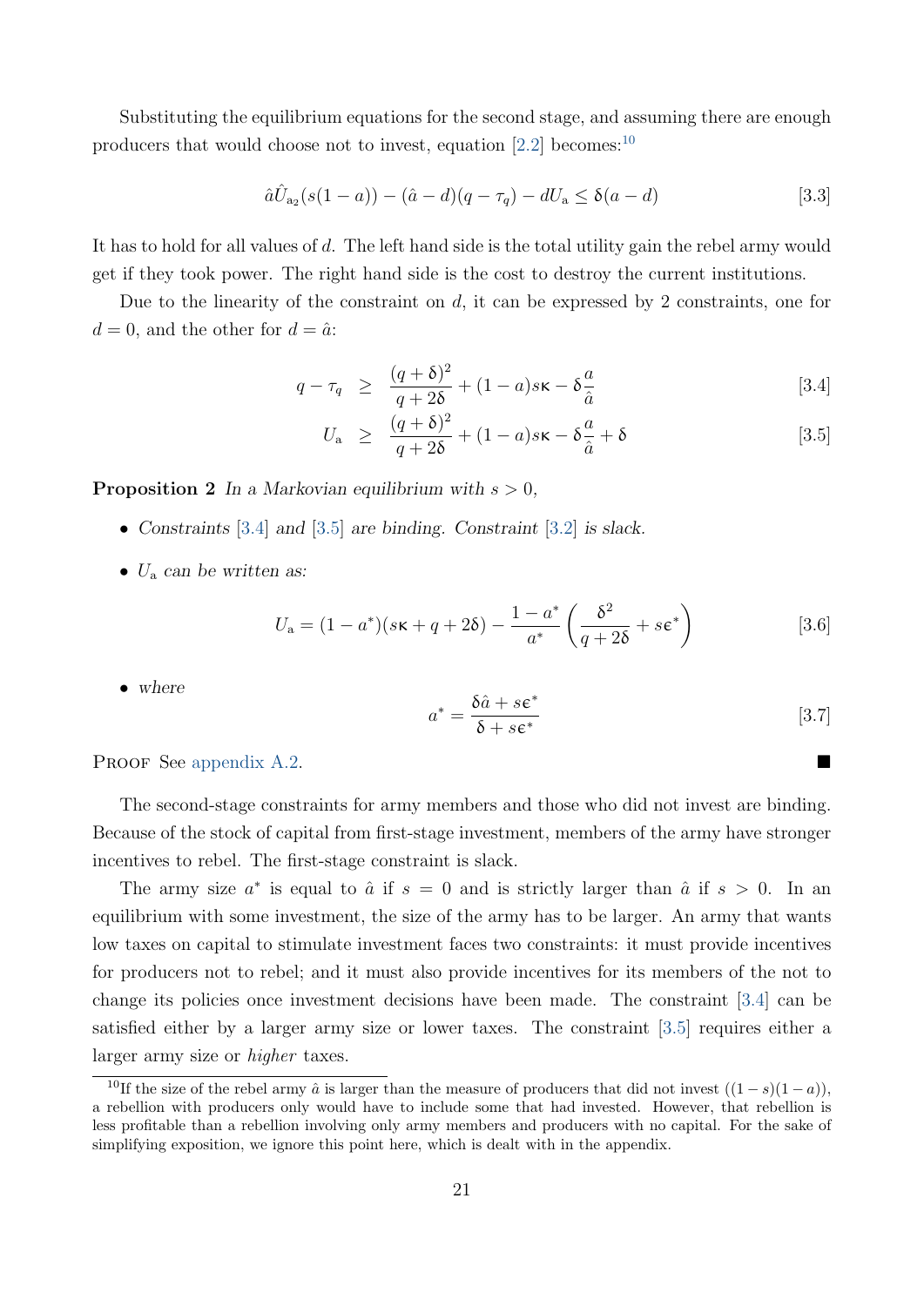Substituting the equilibrium equations for the second stage, and assuming there are enough producers that would choose not to invest, equation [2.2] becomes:[10]

$$\hat{a}\hat{U}_{\mathrm{a}_2}(s(1-a)) - (\hat{a}-d)(q-\tau_q) - dU_{\mathrm{a}} \leq \delta(a-d) \qquad [3.3]$$

It has to hold for all values of $d$. The left hand side is the total utility gain the rebel army would get if they took power. The right hand side is the cost to destroy the current institutions.

Due to the linearity of the constraint on $d$, it can be expressed by 2 constraints, one for $d = 0$, and the other for $d = \hat{a}$:

$$q - \tau_q \;\geq\; \frac{(q+\delta)^2}{q+2\delta} + (1-a)s\kappa - \delta\frac{a}{\hat{a}} \qquad [3.4]$$

$$U_{\mathrm{a}} \;\geq\; \frac{(q+\delta)^2}{q+2\delta} + (1-a)s\kappa - \delta\frac{a}{\hat{a}} + \delta \qquad [3.5]$$

**Proposition 2** *In a Markovian equilibrium with $s > 0$,*

- *Constraints [3.4] and [3.5] are binding. Constraint [3.2] is slack.*
- *$U_{\mathrm{a}}$ can be written as:*

$$U_{\mathrm{a}} = (1-a^*)(s\kappa + q + 2\delta) - \frac{1-a^*}{a^*}\left(\frac{\delta^2}{q+2\delta} + s\epsilon^*\right) \qquad [3.6]$$

- *where*

$$a^* = \frac{\delta\hat{a} + s\epsilon^*}{\delta + s\epsilon^*} \qquad [3.7]$$

Proof See appendix A.2. ■

The second-stage constraints for army members and those who did not invest are binding. Because of the stock of capital from first-stage investment, members of the army have stronger incentives to rebel. The first-stage constraint is slack.

The army size $a^*$ is equal to $\hat{a}$ if $s = 0$ and is strictly larger than $\hat{a}$ if $s > 0$. In an equilibrium with some investment, the size of the army has to be larger. An army that wants low taxes on capital to stimulate investment faces two constraints: it must provide incentives for producers not to rebel; and it must also provide incentives for its members of the not to change its policies once investment decisions have been made. The constraint [3.4] can be satisfied either by a larger army size or lower taxes. The constraint [3.5] requires either a larger army size or *higher* taxes.

[10] If the size of the rebel army $\hat{a}$ is larger than the measure of producers that did not invest ($(1-s)(1-a)$), a rebellion with producers only would have to include some that had invested. However, that rebellion is less profitable than a rebellion involving only army members and producers with no capital. For the sake of simplifying exposition, we ignore this point here, which is dealt with in the appendix.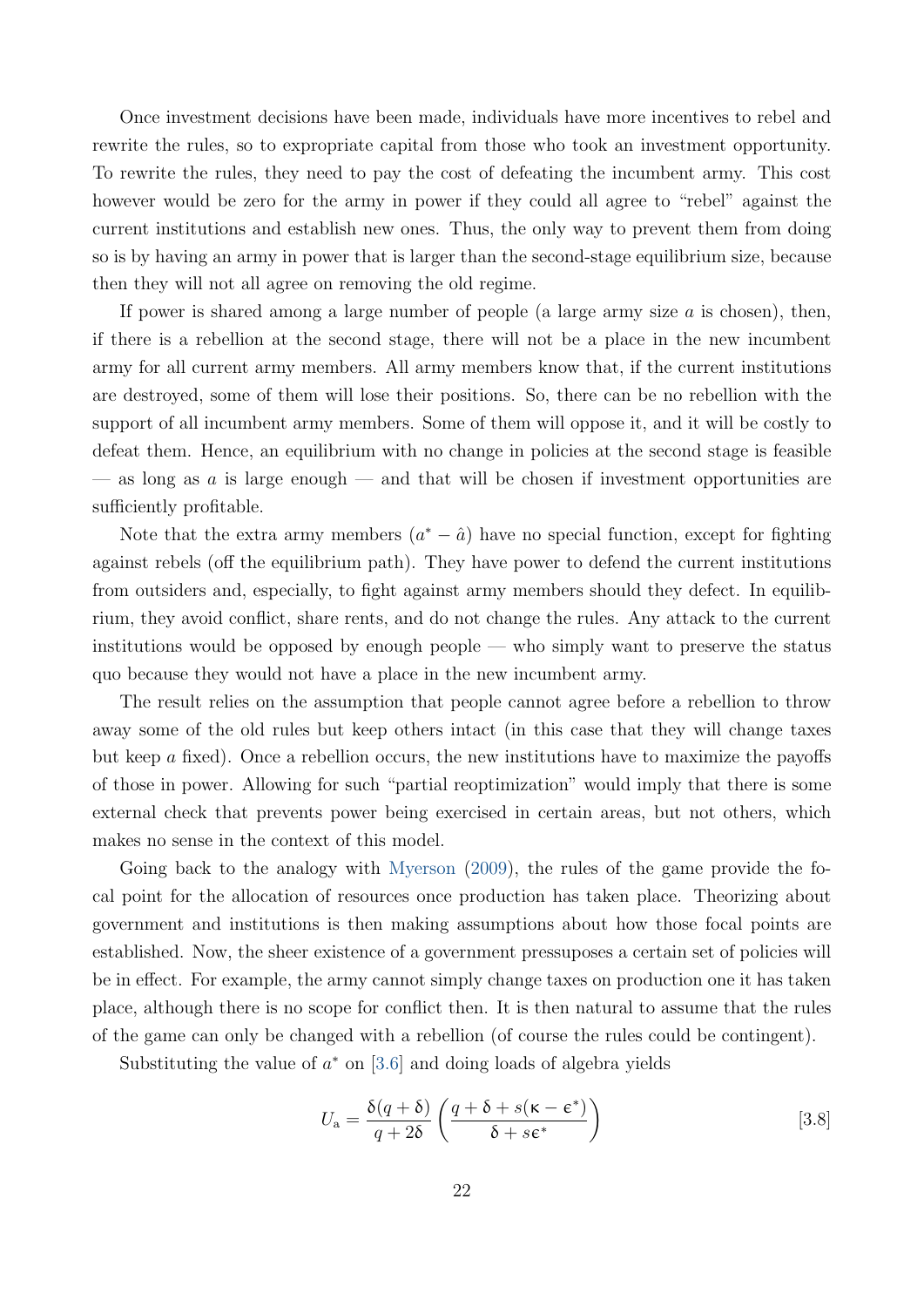Once investment decisions have been made, individuals have more incentives to rebel and rewrite the rules, so to expropriate capital from those who took an investment opportunity. To rewrite the rules, they need to pay the cost of defeating the incumbent army. This cost however would be zero for the army in power if they could all agree to "rebel" against the current institutions and establish new ones. Thus, the only way to prevent them from doing so is by having an army in power that is larger than the second-stage equilibrium size, because then they will not all agree on removing the old regime.

If power is shared among a large number of people (a large army size $a$ is chosen), then, if there is a rebellion at the second stage, there will not be a place in the new incumbent army for all current army members. All army members know that, if the current institutions are destroyed, some of them will lose their positions. So, there can be no rebellion with the support of all incumbent army members. Some of them will oppose it, and it will be costly to defeat them. Hence, an equilibrium with no change in policies at the second stage is feasible — as long as $a$ is large enough — and that will be chosen if investment opportunities are sufficiently profitable.

Note that the extra army members $(a^* - \hat{a})$ have no special function, except for fighting against rebels (off the equilibrium path). They have power to defend the current institutions from outsiders and, especially, to fight against army members should they defect. In equilibrium, they avoid conflict, share rents, and do not change the rules. Any attack to the current institutions would be opposed by enough people — who simply want to preserve the status quo because they would not have a place in the new incumbent army.

The result relies on the assumption that people cannot agree before a rebellion to throw away some of the old rules but keep others intact (in this case that they will change taxes but keep $a$ fixed). Once a rebellion occurs, the new institutions have to maximize the payoffs of those in power. Allowing for such "partial reoptimization" would imply that there is some external check that prevents power being exercised in certain areas, but not others, which makes no sense in the context of this model.

Going back to the analogy with Myerson (2009), the rules of the game provide the focal point for the allocation of resources once production has taken place. Theorizing about government and institutions is then making assumptions about how those focal points are established. Now, the sheer existence of a government pressuposes a certain set of policies will be in effect. For example, the army cannot simply change taxes on production one it has taken place, although there is no scope for conflict then. It is then natural to assume that the rules of the game can only be changed with a rebellion (of course the rules could be contingent).

Substituting the value of $a^*$ on [3.6] and doing loads of algebra yields

$$U_{\text{a}} = \frac{\delta(q+\delta)}{q+2\delta}\left(\frac{q+\delta+s(\kappa-\epsilon^*)}{\delta+s\epsilon^*}\right) \qquad [3.8]$$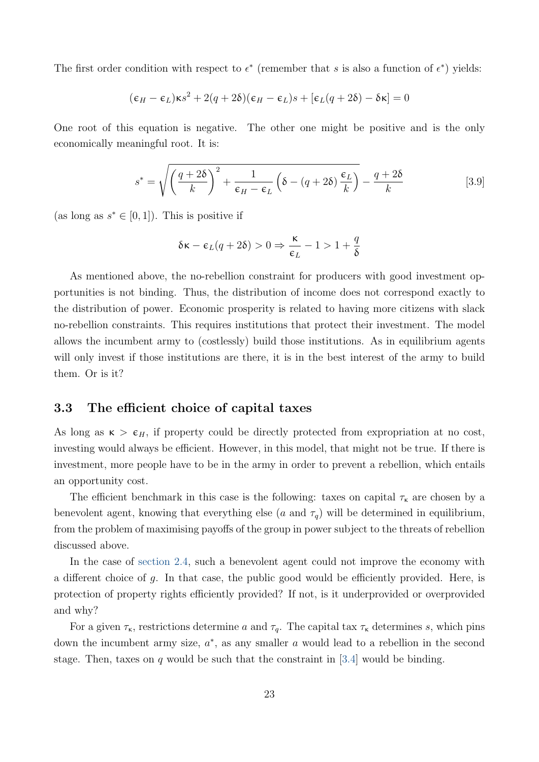The first order condition with respect to $\epsilon^*$ (remember that $s$ is also a function of $\epsilon^*$) yields:

$$(\epsilon_H - \epsilon_L)\kappa s^2 + 2(q + 2\delta)(\epsilon_H - \epsilon_L)s + [\epsilon_L(q + 2\delta) - \delta\kappa] = 0$$

One root of this equation is negative. The other one might be positive and is the only economically meaningful root. It is:

$$s^* = \sqrt{\left(\frac{q + 2\delta}{k}\right)^2 + \frac{1}{\epsilon_H - \epsilon_L}\left(\delta - (q + 2\delta)\frac{\epsilon_L}{k}\right)} - \frac{q + 2\delta}{k} \qquad [3.9]$$

(as long as $s^* \in [0, 1]$). This is positive if

$$\delta\kappa - \epsilon_L(q + 2\delta) > 0 \Rightarrow \frac{\kappa}{\epsilon_L} - 1 > 1 + \frac{q}{\delta}$$

As mentioned above, the no-rebellion constraint for producers with good investment opportunities is not binding. Thus, the distribution of income does not correspond exactly to the distribution of power. Economic prosperity is related to having more citizens with slack no-rebellion constraints. This requires institutions that protect their investment. The model allows the incumbent army to (costlessly) build those institutions. As in equilibrium agents will only invest if those institutions are there, it is in the best interest of the army to build them. Or is it?

### 3.3 The efficient choice of capital taxes

As long as $\kappa > \epsilon_H$, if property could be directly protected from expropriation at no cost, investing would always be efficient. However, in this model, that might not be true. If there is investment, more people have to be in the army in order to prevent a rebellion, which entails an opportunity cost.

The efficient benchmark in this case is the following: taxes on capital $\tau_\kappa$ are chosen by a benevolent agent, knowing that everything else ($a$ and $\tau_q$) will be determined in equilibrium, from the problem of maximising payoffs of the group in power subject to the threats of rebellion discussed above.

In the case of section 2.4, such a benevolent agent could not improve the economy with a different choice of $g$. In that case, the public good would be efficiently provided. Here, is protection of property rights efficiently provided? If not, is it underprovided or overprovided and why?

For a given $\tau_\kappa$, restrictions determine $a$ and $\tau_q$. The capital tax $\tau_\kappa$ determines $s$, which pins down the incumbent army size, $a^*$, as any smaller $a$ would lead to a rebellion in the second stage. Then, taxes on $q$ would be such that the constraint in [3.4] would be binding.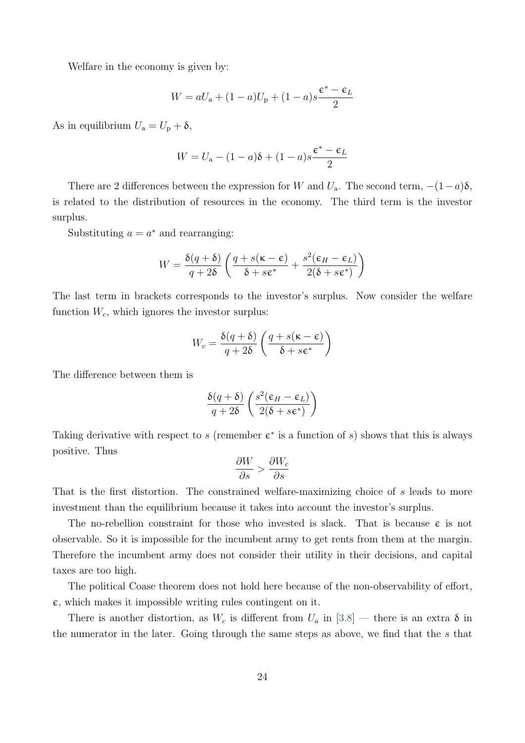Welfare in the economy is given by:

$$W = aU_{\text{a}} + (1-a)U_{\text{p}} + (1-a)s\frac{\epsilon^* - \epsilon_L}{2}$$

As in equilibrium $U_{\text{a}} = U_{\text{p}} + \delta$,

$$W = U_{\text{a}} - (1-a)\delta + (1-a)s\frac{\epsilon^* - \epsilon_L}{2}$$

There are 2 differences between the expression for $W$ and $U_{\text{a}}$. The second term, $-(1-a)\delta$, is related to the distribution of resources in the economy. The third term is the investor surplus.

Substituting $a = a^*$ and rearranging:

$$W = \frac{\delta(q+\delta)}{q+2\delta}\left(\frac{q + s(\kappa - \epsilon)}{\delta + s\epsilon^*} + \frac{s^2(\epsilon_H - \epsilon_L)}{2(\delta + s\epsilon^*)}\right)$$

The last term in brackets corresponds to the investor's surplus. Now consider the welfare function $W_c$, which ignores the investor surplus:

$$W_c = \frac{\delta(q+\delta)}{q+2\delta}\left(\frac{q + s(\kappa - \epsilon)}{\delta + s\epsilon^*}\right)$$

The difference between them is

$$\frac{\delta(q+\delta)}{q+2\delta}\left(\frac{s^2(\epsilon_H - \epsilon_L)}{2(\delta + s\epsilon^*)}\right)$$

Taking derivative with respect to $s$ (remember $\epsilon^*$ is a function of $s$) shows that this is always positive. Thus

$$\frac{\partial W}{\partial s} > \frac{\partial W_c}{\partial s}$$

That is the first distortion. The constrained welfare-maximizing choice of $s$ leads to more investment than the equilibrium because it takes into account the investor's surplus.

The no-rebellion constraint for those who invested is slack. That is because $\epsilon$ is not observable. So it is impossible for the incumbent army to get rents from them at the margin. Therefore the incumbent army does not consider their utility in their decisions, and capital taxes are too high.

The political Coase theorem does not hold here because of the non-observability of effort, $\epsilon$, which makes it impossible writing rules contingent on it.

There is another distortion, as $W_c$ is different from $U_a$ in [3.8] — there is an extra $\delta$ in the numerator in the later. Going through the same steps as above, we find that the $s$ that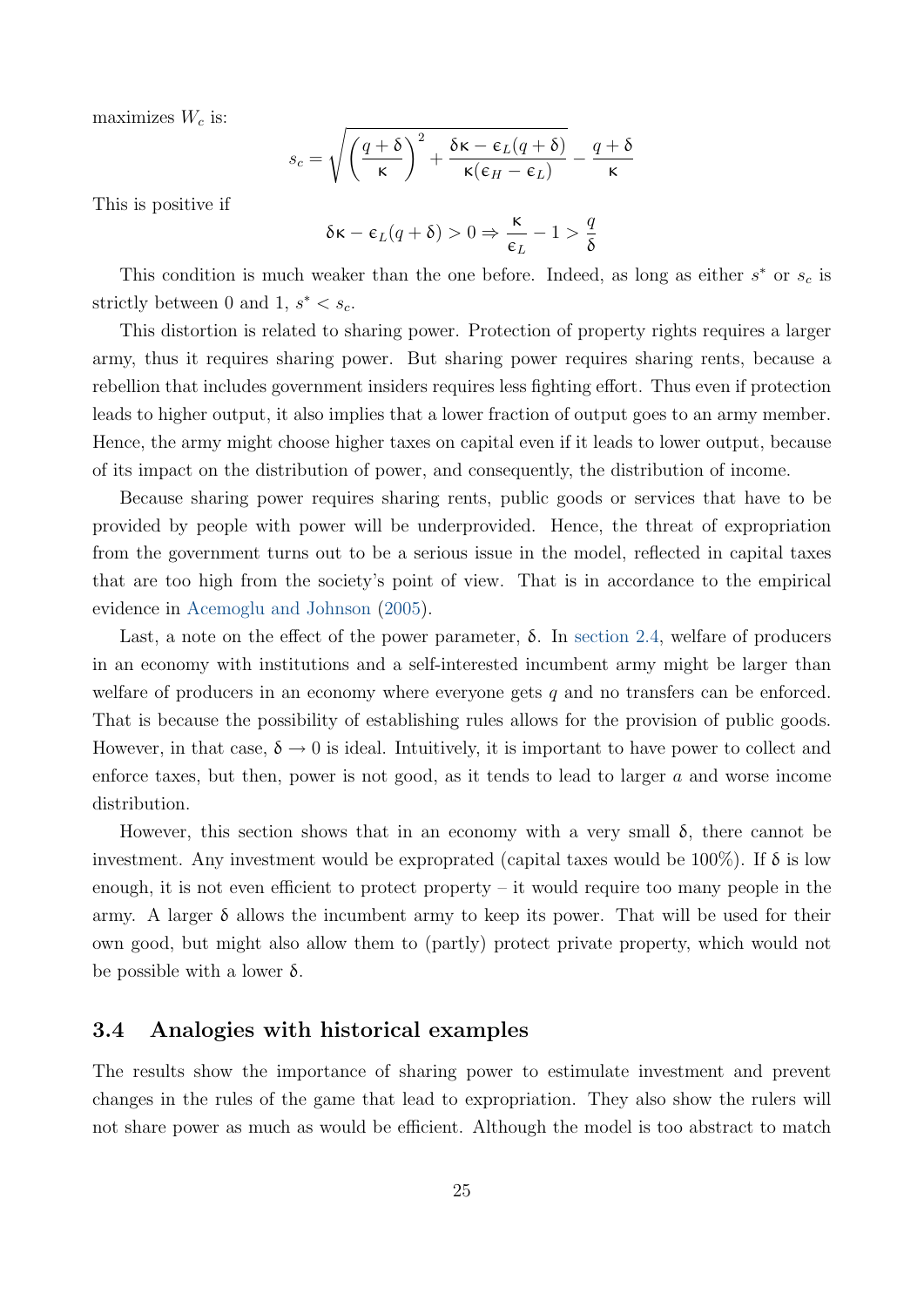maximizes $W_c$ is:

$$s_c = \sqrt{\left(\frac{q+\delta}{\kappa}\right)^2 + \frac{\delta\kappa - \epsilon_L(q+\delta)}{\kappa(\epsilon_H - \epsilon_L)}} - \frac{q+\delta}{\kappa}$$

This is positive if

$$\delta\kappa - \epsilon_L(q+\delta) > 0 \Rightarrow \frac{\kappa}{\epsilon_L} - 1 > \frac{q}{\delta}$$

This condition is much weaker than the one before. Indeed, as long as either $s^*$ or $s_c$ is strictly between 0 and 1, $s^* < s_c$.

This distortion is related to sharing power. Protection of property rights requires a larger army, thus it requires sharing power. But sharing power requires sharing rents, because a rebellion that includes government insiders requires less fighting effort. Thus even if protection leads to higher output, it also implies that a lower fraction of output goes to an army member. Hence, the army might choose higher taxes on capital even if it leads to lower output, because of its impact on the distribution of power, and consequently, the distribution of income.

Because sharing power requires sharing rents, public goods or services that have to be provided by people with power will be underprovided. Hence, the threat of expropriation from the government turns out to be a serious issue in the model, reflected in capital taxes that are too high from the society's point of view. That is in accordance to the empirical evidence in Acemoglu and Johnson (2005).

Last, a note on the effect of the power parameter, $\delta$. In section 2.4, welfare of producers in an economy with institutions and a self-interested incumbent army might be larger than welfare of producers in an economy where everyone gets $q$ and no transfers can be enforced. That is because the possibility of establishing rules allows for the provision of public goods. However, in that case, $\delta \to 0$ is ideal. Intuitively, it is important to have power to collect and enforce taxes, but then, power is not good, as it tends to lead to larger $a$ and worse income distribution.

However, this section shows that in an economy with a very small $\delta$, there cannot be investment. Any investment would be expropriated (capital taxes would be 100%). If $\delta$ is low enough, it is not even efficient to protect property – it would require too many people in the army. A larger $\delta$ allows the incumbent army to keep its power. That will be used for their own good, but might also allow them to (partly) protect private property, which would not be possible with a lower $\delta$.

### 3.4 Analogies with historical examples

The results show the importance of sharing power to estimulate investment and prevent changes in the rules of the game that lead to expropriation. They also show the rulers will not share power as much as would be efficient. Although the model is too abstract to match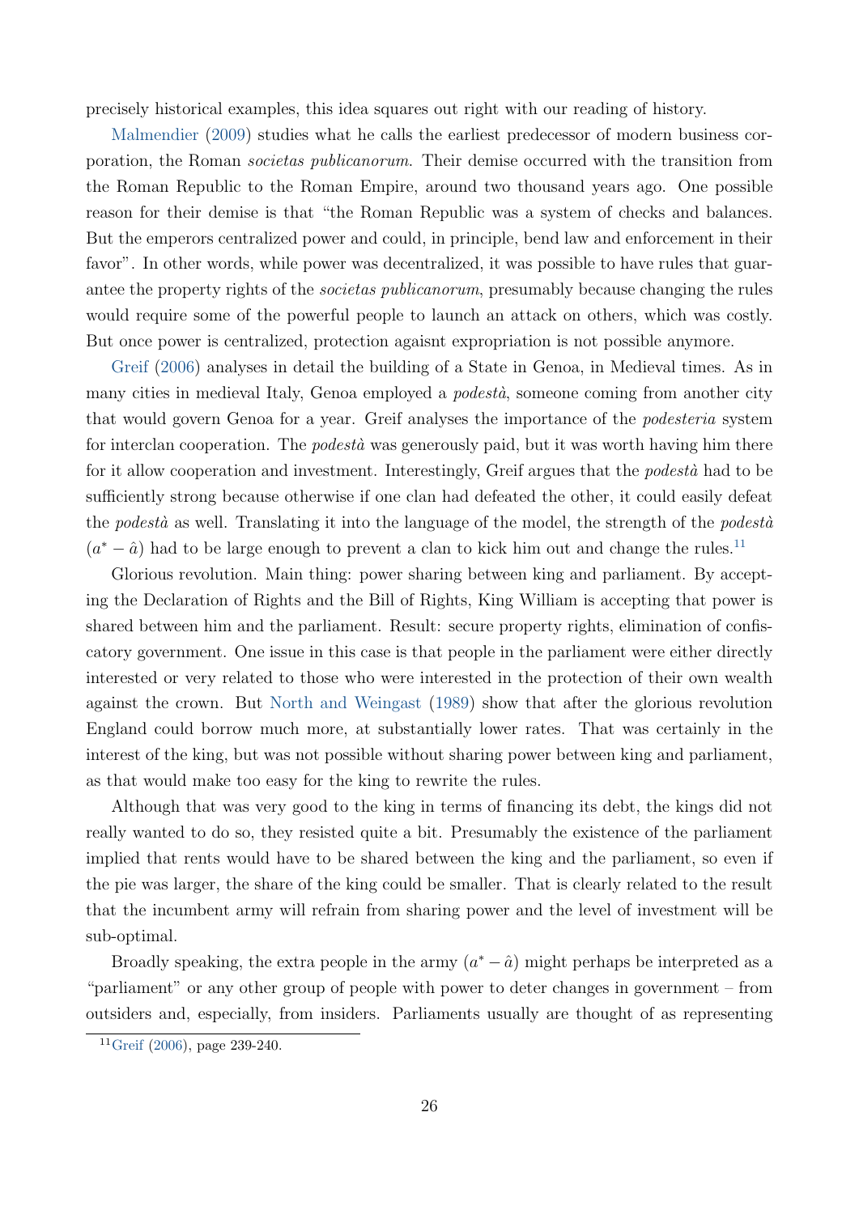precisely historical examples, this idea squares out right with our reading of history.

Malmendier (2009) studies what he calls the earliest predecessor of modern business corporation, the Roman *societas publicanorum*. Their demise occurred with the transition from the Roman Republic to the Roman Empire, around two thousand years ago. One possible reason for their demise is that "the Roman Republic was a system of checks and balances. But the emperors centralized power and could, in principle, bend law and enforcement in their favor". In other words, while power was decentralized, it was possible to have rules that guarantee the property rights of the *societas publicanorum*, presumably because changing the rules would require some of the powerful people to launch an attack on others, which was costly. But once power is centralized, protection agaisnt expropriation is not possible anymore.

Greif (2006) analyses in detail the building of a State in Genoa, in Medieval times. As in many cities in medieval Italy, Genoa employed a *podestà*, someone coming from another city that would govern Genoa for a year. Greif analyses the importance of the *podesteria* system for interclan cooperation. The *podestà* was generously paid, but it was worth having him there for it allow cooperation and investment. Interestingly, Greif argues that the *podestà* had to be sufficiently strong because otherwise if one clan had defeated the other, it could easily defeat the *podestà* as well. Translating it into the language of the model, the strength of the *podestà* $(a^* - \hat{a})$ had to be large enough to prevent a clan to kick him out and change the rules.[11]

Glorious revolution. Main thing: power sharing between king and parliament. By accepting the Declaration of Rights and the Bill of Rights, King William is accepting that power is shared between him and the parliament. Result: secure property rights, elimination of confiscatory government. One issue in this case is that people in the parliament were either directly interested or very related to those who were interested in the protection of their own wealth against the crown. But North and Weingast (1989) show that after the glorious revolution England could borrow much more, at substantially lower rates. That was certainly in the interest of the king, but was not possible without sharing power between king and parliament, as that would make too easy for the king to rewrite the rules.

Although that was very good to the king in terms of financing its debt, the kings did not really wanted to do so, they resisted quite a bit. Presumably the existence of the parliament implied that rents would have to be shared between the king and the parliament, so even if the pie was larger, the share of the king could be smaller. That is clearly related to the result that the incumbent army will refrain from sharing power and the level of investment will be sub-optimal.

Broadly speaking, the extra people in the army $(a^* - \hat{a})$ might perhaps be interpreted as a "parliament" or any other group of people with power to deter changes in government – from outsiders and, especially, from insiders. Parliaments usually are thought of as representing

[11] Greif (2006), page 239-240.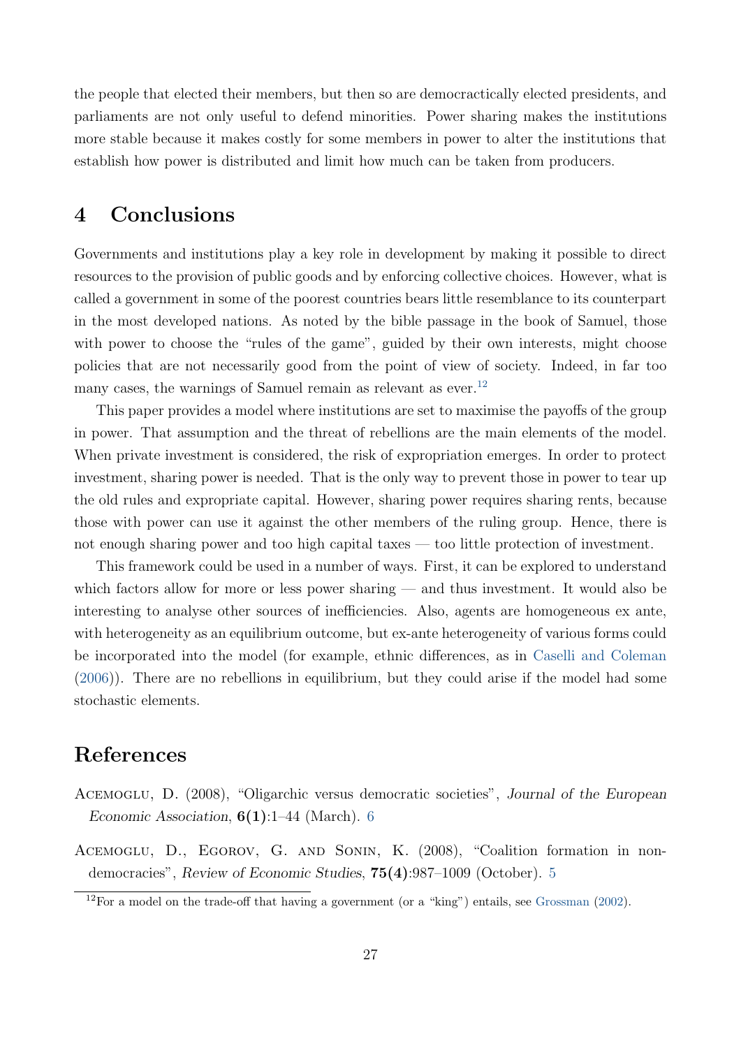the people that elected their members, but then so are democractically elected presidents, and parliaments are not only useful to defend minorities. Power sharing makes the institutions more stable because it makes costly for some members in power to alter the institutions that establish how power is distributed and limit how much can be taken from producers.

## 4 Conclusions

Governments and institutions play a key role in development by making it possible to direct resources to the provision of public goods and by enforcing collective choices. However, what is called a government in some of the poorest countries bears little resemblance to its counterpart in the most developed nations. As noted by the bible passage in the book of Samuel, those with power to choose the "rules of the game", guided by their own interests, might choose policies that are not necessarily good from the point of view of society. Indeed, in far too many cases, the warnings of Samuel remain as relevant as ever.[12]

This paper provides a model where institutions are set to maximise the payoffs of the group in power. That assumption and the threat of rebellions are the main elements of the model. When private investment is considered, the risk of expropriation emerges. In order to protect investment, sharing power is needed. That is the only way to prevent those in power to tear up the old rules and expropriate capital. However, sharing power requires sharing rents, because those with power can use it against the other members of the ruling group. Hence, there is not enough sharing power and too high capital taxes — too little protection of investment.

This framework could be used in a number of ways. First, it can be explored to understand which factors allow for more or less power sharing — and thus investment. It would also be interesting to analyse other sources of inefficiencies. Also, agents are homogeneous ex ante, with heterogeneity as an equilibrium outcome, but ex-ante heterogeneity of various forms could be incorporated into the model (for example, ethnic differences, as in Caselli and Coleman (2006)). There are no rebellions in equilibrium, but they could arise if the model had some stochastic elements.

## References

Acemoglu, D. (2008), "Oligarchic versus democratic societies", *Journal of the European Economic Association*, **6(1)**:1–44 (March). 6

Acemoglu, D., Egorov, G. and Sonin, K. (2008), "Coalition formation in non-democracies", *Review of Economic Studies*, **75(4)**:987–1009 (October). 5

[12] For a model on the trade-off that having a government (or a "king") entails, see Grossman (2002).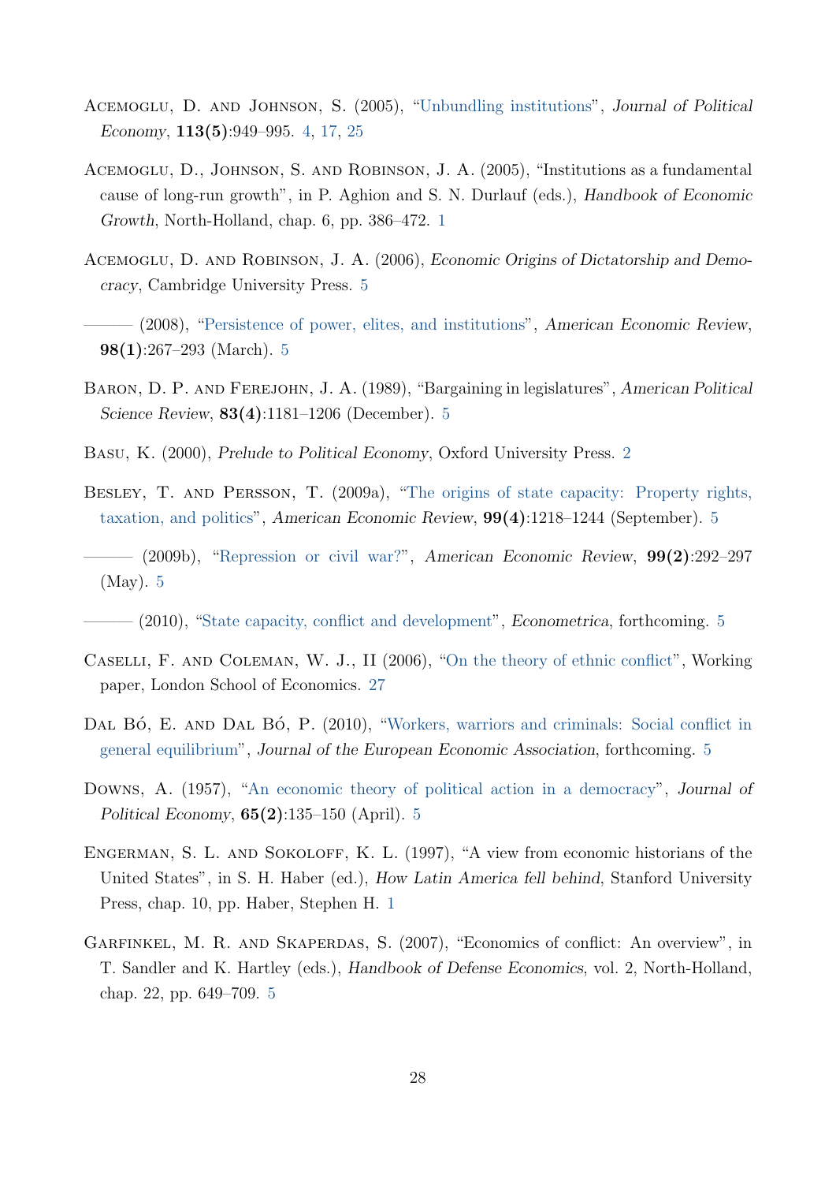Acemoglu, D. and Johnson, S. (2005), "Unbundling institutions", *Journal of Political Economy*, **113(5)**:949–995. 4, 17, 25

Acemoglu, D., Johnson, S. and Robinson, J. A. (2005), "Institutions as a fundamental cause of long-run growth", in P. Aghion and S. N. Durlauf (eds.), *Handbook of Economic Growth*, North-Holland, chap. 6, pp. 386–472. 1

Acemoglu, D. and Robinson, J. A. (2006), *Economic Origins of Dictatorship and Democracy*, Cambridge University Press. 5

——— (2008), "Persistence of power, elites, and institutions", *American Economic Review*, **98(1)**:267–293 (March). 5

Baron, D. P. and Ferejohn, J. A. (1989), "Bargaining in legislatures", *American Political Science Review*, **83(4)**:1181–1206 (December). 5

Basu, K. (2000), *Prelude to Political Economy*, Oxford University Press. 2

Besley, T. and Persson, T. (2009a), "The origins of state capacity: Property rights, taxation, and politics", *American Economic Review*, **99(4)**:1218–1244 (September). 5

——— (2009b), "Repression or civil war?", *American Economic Review*, **99(2)**:292–297 (May). 5

——— (2010), "State capacity, conflict and development", *Econometrica*, forthcoming. 5

Caselli, F. and Coleman, W. J., II (2006), "On the theory of ethnic conflict", Working paper, London School of Economics. 27

Dal Bó, E. and Dal Bó, P. (2010), "Workers, warriors and criminals: Social conflict in general equilibrium", *Journal of the European Economic Association*, forthcoming. 5

Downs, A. (1957), "An economic theory of political action in a democracy", *Journal of Political Economy*, **65(2)**:135–150 (April). 5

Engerman, S. L. and Sokoloff, K. L. (1997), "A view from economic historians of the United States", in S. H. Haber (ed.), *How Latin America fell behind*, Stanford University Press, chap. 10, pp. Haber, Stephen H. 1

Garfinkel, M. R. and Skaperdas, S. (2007), "Economics of conflict: An overview", in T. Sandler and K. Hartley (eds.), *Handbook of Defense Economics*, vol. 2, North-Holland, chap. 22, pp. 649–709. 5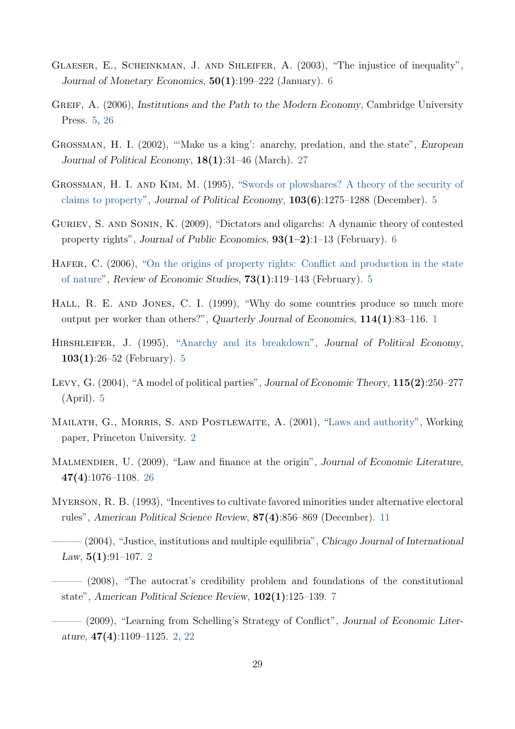Glaeser, E., Scheinkman, J. and Shleifer, A. (2003), "The injustice of inequality", *Journal of Monetary Economics*, **50(1)**:199–222 (January). 6

Greif, A. (2006), *Institutions and the Path to the Modern Economy*, Cambridge University Press. 5, 26

Grossman, H. I. (2002), "'Make us a king': anarchy, predation, and the state", *European Journal of Political Economy*, **18(1)**:31–46 (March). 27

Grossman, H. I. and Kim, M. (1995), "Swords or plowshares? A theory of the security of claims to property", *Journal of Political Economy*, **103(6)**:1275–1288 (December). 5

Guriev, S. and Sonin, K. (2009), "Dictators and oligarchs: A dynamic theory of contested property rights", *Journal of Public Economics*, **93(1–2)**:1–13 (February). 6

Hafer, C. (2006), "On the origins of property rights: Conflict and production in the state of nature", *Review of Economic Studies*, **73(1)**:119–143 (February). 5

Hall, R. E. and Jones, C. I. (1999), "Why do some countries produce so much more output per worker than others?", *Quarterly Journal of Economics*, **114(1)**:83–116. 1

Hirshleifer, J. (1995), "Anarchy and its breakdown", *Journal of Political Economy*, **103(1)**:26–52 (February). 5

Levy, G. (2004), "A model of political parties", *Journal of Economic Theory*, **115(2)**:250–277 (April). 5

Mailath, G., Morris, S. and Postlewaite, A. (2001), "Laws and authority", Working paper, Princeton University. 2

Malmendier, U. (2009), "Law and finance at the origin", *Journal of Economic Literature*, **47(4)**:1076–1108. 26

Myerson, R. B. (1993), "Incentives to cultivate favored minorities under alternative electoral rules", *American Political Science Review*, **87(4)**:856–869 (December). 11

——— (2004), "Justice, institutions and multiple equilibria", *Chicago Journal of International Law*, **5(1)**:91–107. 2

——— (2008), "The autocrat's credibility problem and foundations of the constitutional state", *American Political Science Review*, **102(1)**:125–139. 7

——— (2009), "Learning from Schelling's Strategy of Conflict", *Journal of Economic Literature*, **47(4)**:1109–1125. 2, 22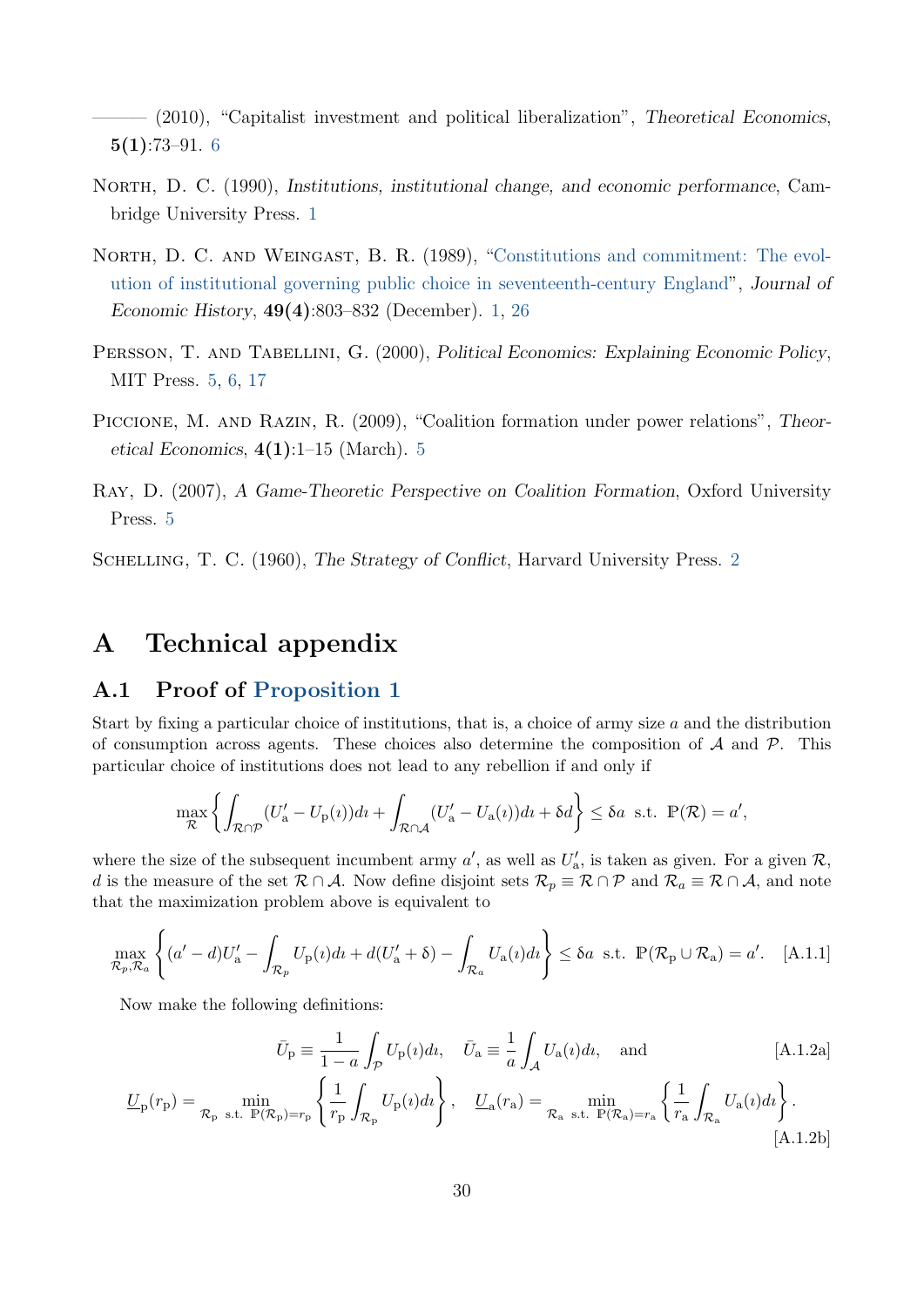——— (2010), "Capitalist investment and political liberalization", *Theoretical Economics*, **5(1)**:73–91. 6

North, D. C. (1990), *Institutions, institutional change, and economic performance*, Cambridge University Press. 1

North, D. C. and Weingast, B. R. (1989), "Constitutions and commitment: The evolution of institutional governing public choice in seventeenth-century England", *Journal of Economic History*, **49(4)**:803–832 (December). 1, 26

Persson, T. and Tabellini, G. (2000), *Political Economics: Explaining Economic Policy*, MIT Press. 5, 6, 17

Piccione, M. and Razin, R. (2009), "Coalition formation under power relations", *Theoretical Economics*, **4(1)**:1–15 (March). 5

Ray, D. (2007), *A Game-Theoretic Perspective on Coalition Formation*, Oxford University Press. 5

Schelling, T. C. (1960), *The Strategy of Conflict*, Harvard University Press. 2

# A Technical appendix

## A.1 Proof of Proposition 1

Start by fixing a particular choice of institutions, that is, a choice of army size $a$ and the distribution of consumption across agents. These choices also determine the composition of $\mathcal{A}$ and $\mathcal{P}$. This particular choice of institutions does not lead to any rebellion if and only if

$$\max_{\mathcal{R}} \left\{ \int_{\mathcal{R}\cap\mathcal{P}} (U'_{\mathrm{a}} - U_{\mathrm{p}}(\imath))d\imath + \int_{\mathcal{R}\cap\mathcal{A}} (U'_{\mathrm{a}} - U_{\mathrm{a}}(\imath))d\imath + \delta d \right\} \leq \delta a \ \text{ s.t. } \mathbb{P}(\mathcal{R}) = a',$$

where the size of the subsequent incumbent army $a'$, as well as $U'_{\mathrm{a}}$, is taken as given. For a given $\mathcal{R}$, $d$ is the measure of the set $\mathcal{R}\cap\mathcal{A}$. Now define disjoint sets $\mathcal{R}_p \equiv \mathcal{R}\cap\mathcal{P}$ and $\mathcal{R}_a \equiv \mathcal{R}\cap\mathcal{A}$, and note that the maximization problem above is equivalent to

$$\max_{\mathcal{R}_p,\mathcal{R}_a} \left\{ (a'-d)U'_{\mathrm{a}} - \int_{\mathcal{R}_p} U_{\mathrm{p}}(\imath)d\imath + d(U'_{\mathrm{a}} + \delta) - \int_{\mathcal{R}_a} U_{\mathrm{a}}(\imath)d\imath \right\} \leq \delta a \ \text{ s.t. } \mathbb{P}(\mathcal{R}_{\mathrm{p}} \cup \mathcal{R}_{\mathrm{a}}) = a'. \quad \text{[A.1.1]}$$

Now make the following definitions:

$$\bar{U}_{\mathrm{p}} \equiv \frac{1}{1-a}\int_{\mathcal{P}} U_{\mathrm{p}}(\imath)d\imath, \quad \bar{U}_{\mathrm{a}} \equiv \frac{1}{a}\int_{\mathcal{A}} U_{\mathrm{a}}(\imath)d\imath, \quad \text{and} \quad \text{[A.1.2a]}$$

$$\underline{U}_{\mathrm{p}}(r_{\mathrm{p}}) = \min_{\mathcal{R}_{\mathrm{p}} \ \text{s.t.}\ \mathbb{P}(\mathcal{R}_{\mathrm{p}})=r_{\mathrm{p}}} \left\{ \frac{1}{r_{\mathrm{p}}}\int_{\mathcal{R}_{\mathrm{p}}} U_{\mathrm{p}}(\imath)d\imath \right\}, \quad \underline{U}_{\mathrm{a}}(r_{\mathrm{a}}) = \min_{\mathcal{R}_{\mathrm{a}} \ \text{s.t.}\ \mathbb{P}(\mathcal{R}_{\mathrm{a}})=r_{\mathrm{a}}} \left\{ \frac{1}{r_{\mathrm{a}}}\int_{\mathcal{R}_{\mathrm{a}}} U_{\mathrm{a}}(\imath)d\imath \right\}. \quad \text{[A.1.2b]}$$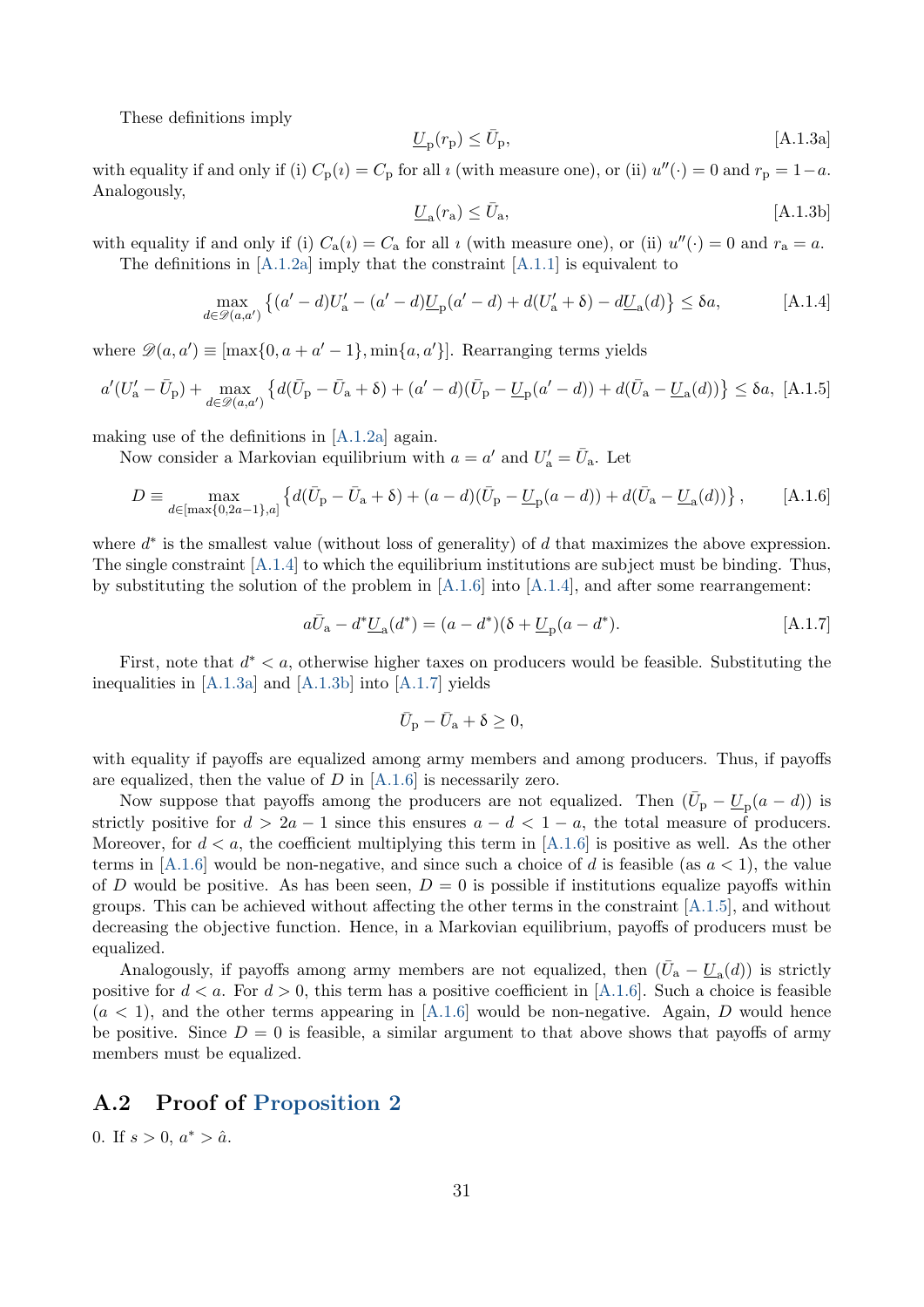These definitions imply

$$\underline{U}_{\mathrm{p}}(r_{\mathrm{p}}) \leq \bar{U}_{\mathrm{p}}, \tag{A.1.3a}$$

with equality if and only if (i) $C_{\mathrm{p}}(\imath) = C_{\mathrm{p}}$ for all $\imath$ (with measure one), or (ii) $u''(\cdot) = 0$ and $r_{\mathrm{p}} = 1 - a$. Analogously,

$$\underline{U}_{\mathrm{a}}(r_{\mathrm{a}}) \leq \bar{U}_{\mathrm{a}}, \tag{A.1.3b}$$

with equality if and only if (i) $C_{\mathrm{a}}(\imath) = C_{\mathrm{a}}$ for all $\imath$ (with measure one), or (ii) $u''(\cdot) = 0$ and $r_{\mathrm{a}} = a$.

The definitions in [A.1.2a] imply that the constraint [A.1.1] is equivalent to

$$\max_{d \in \mathscr{D}(a,a')} \left\{ (a'-d)U'_{\mathrm{a}} - (a'-d)\underline{U}_{\mathrm{p}}(a'-d) + d(U'_{\mathrm{a}} + \delta) - d\underline{U}_{\mathrm{a}}(d) \right\} \leq \delta a, \tag{A.1.4}$$

where $\mathscr{D}(a,a') \equiv [\max\{0, a+a'-1\}, \min\{a,a'\}]$. Rearranging terms yields

$$a'(U'_{\mathrm{a}} - \bar{U}_{\mathrm{p}}) + \max_{d \in \mathscr{D}(a,a')} \left\{ d(\bar{U}_{\mathrm{p}} - \bar{U}_{\mathrm{a}} + \delta) + (a'-d)(\bar{U}_{\mathrm{p}} - \underline{U}_{\mathrm{p}}(a'-d)) + d(\bar{U}_{\mathrm{a}} - \underline{U}_{\mathrm{a}}(d)) \right\} \leq \delta a, \tag{A.1.5}$$

making use of the definitions in [A.1.2a] again.

Now consider a Markovian equilibrium with $a = a'$ and $U'_{\mathrm{a}} = \bar{U}_{\mathrm{a}}$. Let

$$D \equiv \max_{d \in [\max\{0, 2a-1\}, a]} \left\{ d(\bar{U}_{\mathrm{p}} - \bar{U}_{\mathrm{a}} + \delta) + (a-d)(\bar{U}_{\mathrm{p}} - \underline{U}_{\mathrm{p}}(a-d)) + d(\bar{U}_{\mathrm{a}} - \underline{U}_{\mathrm{a}}(d)) \right\}, \tag{A.1.6}$$

where $d^*$ is the smallest value (without loss of generality) of $d$ that maximizes the above expression. The single constraint [A.1.4] to which the equilibrium institutions are subject must be binding. Thus, by substituting the solution of the problem in [A.1.6] into [A.1.4], and after some rearrangement:

$$a\bar{U}_{\mathrm{a}} - d^* \underline{U}_{\mathrm{a}}(d^*) = (a - d^*)(\delta + \underline{U}_{\mathrm{p}}(a - d^*)). \tag{A.1.7}$$

First, note that $d^* < a$, otherwise higher taxes on producers would be feasible. Substituting the inequalities in [A.1.3a] and [A.1.3b] into [A.1.7] yields

$$\bar{U}_{\mathrm{p}} - \bar{U}_{\mathrm{a}} + \delta \geq 0,$$

with equality if payoffs are equalized among army members and among producers. Thus, if payoffs are equalized, then the value of $D$ in [A.1.6] is necessarily zero.

Now suppose that payoffs among the producers are not equalized. Then $(\bar{U}_{\mathrm{p}} - \underline{U}_{\mathrm{p}}(a-d))$ is strictly positive for $d > 2a - 1$ since this ensures $a - d < 1 - a$, the total measure of producers. Moreover, for $d < a$, the coefficient multiplying this term in [A.1.6] is positive as well. As the other terms in [A.1.6] would be non-negative, and since such a choice of $d$ is feasible (as $a < 1$), the value of $D$ would be positive. As has been seen, $D = 0$ is possible if institutions equalize payoffs within groups. This can be achieved without affecting the other terms in the constraint [A.1.5], and without decreasing the objective function. Hence, in a Markovian equilibrium, payoffs of producers must be equalized.

Analogously, if payoffs among army members are not equalized, then $(\bar{U}_{\mathrm{a}} - \underline{U}_{\mathrm{a}}(d))$ is strictly positive for $d < a$. For $d > 0$, this term has a positive coefficient in [A.1.6]. Such a choice is feasible ($a < 1$), and the other terms appearing in [A.1.6] would be non-negative. Again, $D$ would hence be positive. Since $D = 0$ is feasible, a similar argument to that above shows that payoffs of army members must be equalized.

## A.2 Proof of Proposition 2

0. If $s > 0$, $a^* > \hat{a}$.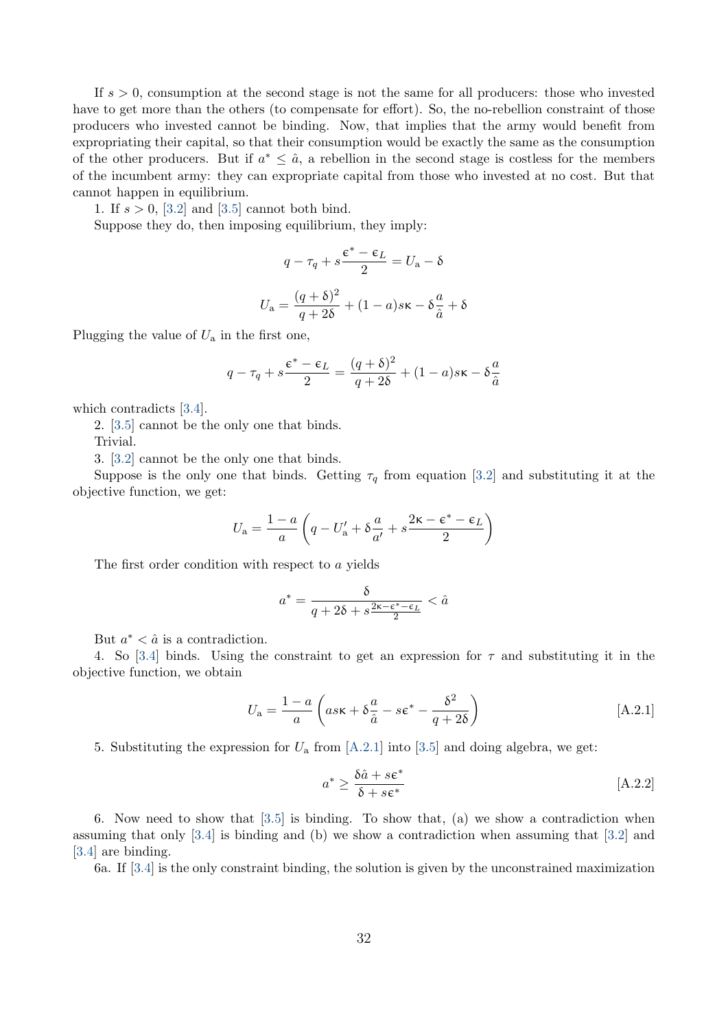If $s > 0$, consumption at the second stage is not the same for all producers: those who invested have to get more than the others (to compensate for effort). So, the no-rebellion constraint of those producers who invested cannot be binding. Now, that implies that the army would benefit from expropriating their capital, so that their consumption would be exactly the same as the consumption of the other producers. But if $a^* \leq \hat{a}$, a rebellion in the second stage is costless for the members of the incumbent army: they can expropriate capital from those who invested at no cost. But that cannot happen in equilibrium.

1. If $s > 0$, [3.2] and [3.5] cannot both bind.

Suppose they do, then imposing equilibrium, they imply:

$$q - \tau_q + s\frac{\epsilon^* - \epsilon_L}{2} = U_\text{a} - \delta$$

$$U_\text{a} = \frac{(q+\delta)^2}{q+2\delta} + (1-a)s\kappa - \delta\frac{a}{\hat{a}} + \delta$$

Plugging the value of $U_\text{a}$ in the first one,

$$q - \tau_q + s\frac{\epsilon^* - \epsilon_L}{2} = \frac{(q+\delta)^2}{q+2\delta} + (1-a)s\kappa - \delta\frac{a}{\hat{a}}$$

which contradicts [3.4].

2. [3.5] cannot be the only one that binds.

Trivial.

3. [3.2] cannot be the only one that binds.

Suppose is the only one that binds. Getting $\tau_q$ from equation [3.2] and substituting it at the objective function, we get:

$$U_\text{a} = \frac{1-a}{a}\left(q - U'_\text{a} + \delta\frac{a}{a'} + s\frac{2\kappa - \epsilon^* - \epsilon_L}{2}\right)$$

The first order condition with respect to $a$ yields

$$a^* = \frac{\delta}{q + 2\delta + s\frac{2\kappa - \epsilon^* - \epsilon_L}{2}} < \hat{a}$$

But $a^* < \hat{a}$ is a contradiction.

4. So [3.4] binds. Using the constraint to get an expression for $\tau$ and substituting it in the objective function, we obtain

$$U_\text{a} = \frac{1-a}{a}\left(as\kappa + \delta\frac{a}{\hat{a}} - s\epsilon^* - \frac{\delta^2}{q+2\delta}\right) \tag{A.2.1}$$

5. Substituting the expression for $U_\text{a}$ from [A.2.1] into [3.5] and doing algebra, we get:

$$a^* \geq \frac{\delta\hat{a} + s\epsilon^*}{\delta + s\epsilon^*} \tag{A.2.2}$$

6. Now need to show that [3.5] is binding. To show that, (a) we show a contradiction when assuming that only [3.4] is binding and (b) we show a contradiction when assuming that [3.2] and [3.4] are binding.

6a. If [3.4] is the only constraint binding, the solution is given by the unconstrained maximization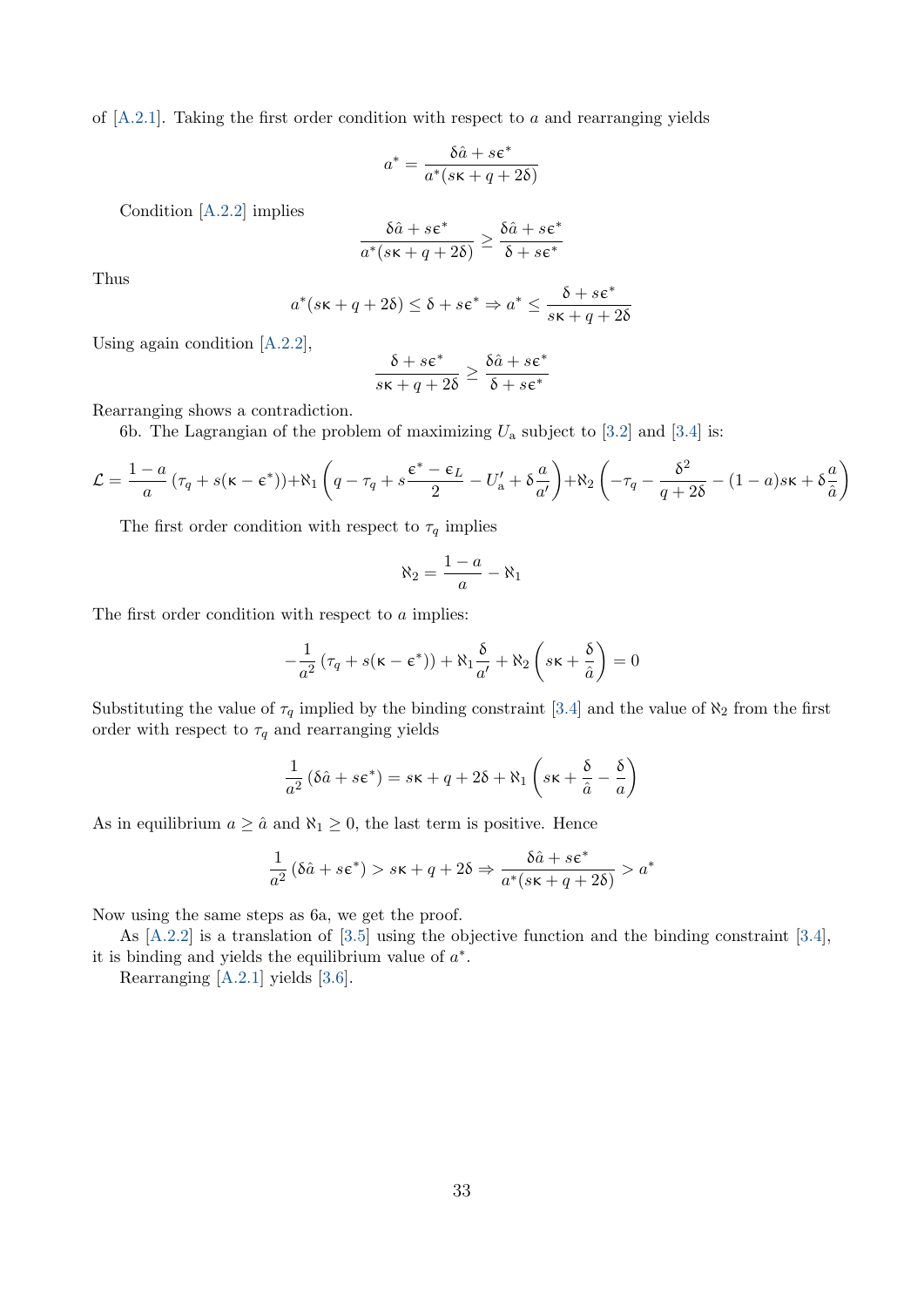of [A.2.1]. Taking the first order condition with respect to $a$ and rearranging yields

$$a^* = \frac{\delta \hat{a} + s\epsilon^*}{a^*(s\kappa + q + 2\delta)}$$

Condition [A.2.2] implies

$$\frac{\delta \hat{a} + s\epsilon^*}{a^*(s\kappa + q + 2\delta)} \geq \frac{\delta \hat{a} + s\epsilon^*}{\delta + s\epsilon^*}$$

Thus

$$a^*(s\kappa + q + 2\delta) \leq \delta + s\epsilon^* \Rightarrow a^* \leq \frac{\delta + s\epsilon^*}{s\kappa + q + 2\delta}$$

Using again condition [A.2.2],

$$\frac{\delta + s\epsilon^*}{s\kappa + q + 2\delta} \geq \frac{\delta \hat{a} + s\epsilon^*}{\delta + s\epsilon^*}$$

Rearranging shows a contradiction.

6b. The Lagrangian of the problem of maximizing $U_{\text{a}}$ subject to [3.2] and [3.4] is:

$$\mathcal{L} = \frac{1-a}{a}\left(\tau_q + s(\kappa - \epsilon^*)\right) + \aleph_1 \left(q - \tau_q + s\frac{\epsilon^* - \epsilon_L}{2} - U'_{\text{a}} + \delta \frac{a}{a'}\right) + \aleph_2 \left(-\tau_q - \frac{\delta^2}{q + 2\delta} - (1-a)s\kappa + \delta \frac{a}{\hat{a}}\right)$$

The first order condition with respect to $\tau_q$ implies

$$\aleph_2 = \frac{1-a}{a} - \aleph_1$$

The first order condition with respect to $a$ implies:

$$-\frac{1}{a^2}\left(\tau_q + s(\kappa - \epsilon^*)\right) + \aleph_1 \frac{\delta}{a'} + \aleph_2 \left(s\kappa + \frac{\delta}{\hat{a}}\right) = 0$$

Substituting the value of $\tau_q$ implied by the binding constraint [3.4] and the value of $\aleph_2$ from the first order with respect to $\tau_q$ and rearranging yields

$$\frac{1}{a^2}\left(\delta \hat{a} + s\epsilon^*\right) = s\kappa + q + 2\delta + \aleph_1 \left(s\kappa + \frac{\delta}{\hat{a}} - \frac{\delta}{a}\right)$$

As in equilibrium $a \geq \hat{a}$ and $\aleph_1 \geq 0$, the last term is positive. Hence

$$\frac{1}{a^2}\left(\delta \hat{a} + s\epsilon^*\right) > s\kappa + q + 2\delta \Rightarrow \frac{\delta \hat{a} + s\epsilon^*}{a^*(s\kappa + q + 2\delta)} > a^*$$

Now using the same steps as 6a, we get the proof.

As [A.2.2] is a translation of [3.5] using the objective function and the binding constraint [3.4], it is binding and yields the equilibrium value of $a^*$.

Rearranging [A.2.1] yields [3.6].